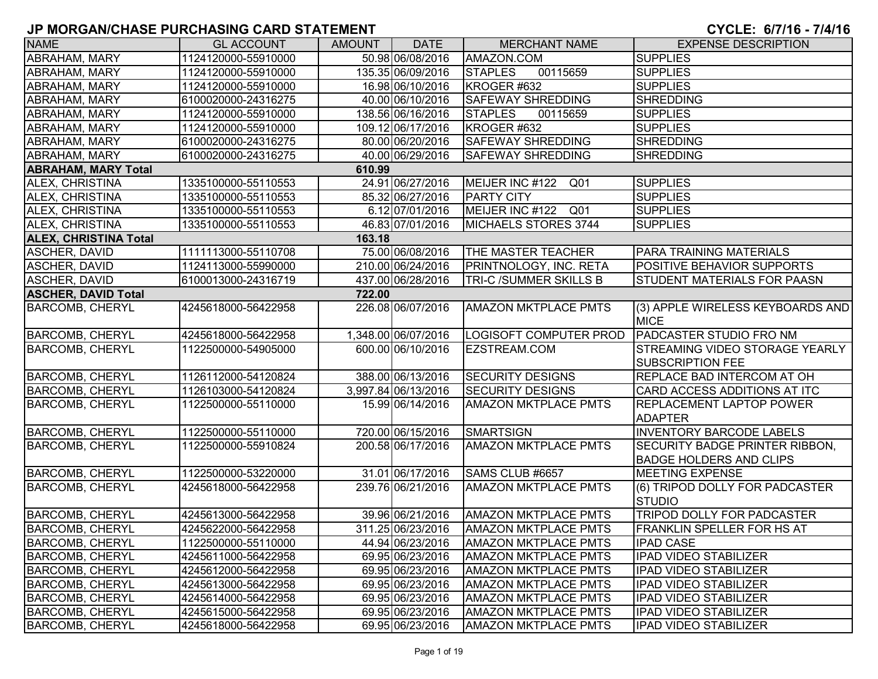# JP MORGAN/CHASE PURCHASING CARD STATEMENT

**CYCLE: 6/7/16 - 7/4/16**

| NAME | GL ACCOUNT | AMOUNT | DATE | MERCHANT NAME | EXPENSE DESCRIPTION |
|---|---|---|---|---|---|
| ABRAHAM, MARY | 1124120000-55910000 | 50.98 | 06/08/2016 | AMAZON.COM | SUPPLIES |
| ABRAHAM, MARY | 1124120000-55910000 | 135.35 | 06/09/2016 | STAPLES 00115659 | SUPPLIES |
| ABRAHAM, MARY | 1124120000-55910000 | 16.98 | 06/10/2016 | KROGER #632 | SUPPLIES |
| ABRAHAM, MARY | 6100020000-24316275 | 40.00 | 06/10/2016 | SAFEWAY SHREDDING | SHREDDING |
| ABRAHAM, MARY | 1124120000-55910000 | 138.56 | 06/16/2016 | STAPLES 00115659 | SUPPLIES |
| ABRAHAM, MARY | 1124120000-55910000 | 109.12 | 06/17/2016 | KROGER #632 | SUPPLIES |
| ABRAHAM, MARY | 6100020000-24316275 | 80.00 | 06/20/2016 | SAFEWAY SHREDDING | SHREDDING |
| ABRAHAM, MARY | 6100020000-24316275 | 40.00 | 06/29/2016 | SAFEWAY SHREDDING | SHREDDING |
| **ABRAHAM, MARY Total** | | **610.99** | | | |
| ALEX, CHRISTINA | 1335100000-55110553 | 24.91 | 06/27/2016 | MEIJER INC #122 Q01 | SUPPLIES |
| ALEX, CHRISTINA | 1335100000-55110553 | 85.32 | 06/27/2016 | PARTY CITY | SUPPLIES |
| ALEX, CHRISTINA | 1335100000-55110553 | 6.12 | 07/01/2016 | MEIJER INC #122 Q01 | SUPPLIES |
| ALEX, CHRISTINA | 1335100000-55110553 | 46.83 | 07/01/2016 | MICHAELS STORES 3744 | SUPPLIES |
| **ALEX, CHRISTINA Total** | | **163.18** | | | |
| ASCHER, DAVID | 1111113000-55110708 | 75.00 | 06/08/2016 | THE MASTER TEACHER | PARA TRAINING MATERIALS |
| ASCHER, DAVID | 1124113000-55990000 | 210.00 | 06/24/2016 | PRINTNOLOGY, INC. RETA | POSITIVE BEHAVIOR SUPPORTS |
| ASCHER, DAVID | 6100013000-24316719 | 437.00 | 06/28/2016 | TRI-C /SUMMER SKILLS B | STUDENT MATERIALS FOR PAASN |
| **ASCHER, DAVID Total** | | **722.00** | | | |
| BARCOMB, CHERYL | 4245618000-56422958 | 226.08 | 06/07/2016 | AMAZON MKTPLACE PMTS | (3) APPLE WIRELESS KEYBOARDS AND MICE |
| BARCOMB, CHERYL | 4245618000-56422958 | 1,348.00 | 06/07/2016 | LOGISOFT COMPUTER PROD | PADCASTER STUDIO FRO NM |
| BARCOMB, CHERYL | 1122500000-54905000 | 600.00 | 06/10/2016 | EZSTREAM.COM | STREAMING VIDEO STORAGE YEARLY SUBSCRIPTION FEE |
| BARCOMB, CHERYL | 1126112000-54120824 | 388.00 | 06/13/2016 | SECURITY DESIGNS | REPLACE BAD INTERCOM AT OH |
| BARCOMB, CHERYL | 1126103000-54120824 | 3,997.84 | 06/13/2016 | SECURITY DESIGNS | CARD ACCESS ADDITIONS AT ITC |
| BARCOMB, CHERYL | 1122500000-55110000 | 15.99 | 06/14/2016 | AMAZON MKTPLACE PMTS | REPLACEMENT LAPTOP POWER ADAPTER |
| BARCOMB, CHERYL | 1122500000-55110000 | 720.00 | 06/15/2016 | SMARTSIGN | INVENTORY BARCODE LABELS |
| BARCOMB, CHERYL | 1122500000-55910824 | 200.58 | 06/17/2016 | AMAZON MKTPLACE PMTS | SECURITY BADGE PRINTER RIBBON, BADGE HOLDERS AND CLIPS |
| BARCOMB, CHERYL | 1122500000-53220000 | 31.01 | 06/17/2016 | SAMS CLUB #6657 | MEETING EXPENSE |
| BARCOMB, CHERYL | 4245618000-56422958 | 239.76 | 06/21/2016 | AMAZON MKTPLACE PMTS | (6) TRIPOD DOLLY FOR PADCASTER STUDIO |
| BARCOMB, CHERYL | 4245613000-56422958 | 39.96 | 06/21/2016 | AMAZON MKTPLACE PMTS | TRIPOD DOLLY FOR PADCASTER |
| BARCOMB, CHERYL | 4245622000-56422958 | 311.25 | 06/23/2016 | AMAZON MKTPLACE PMTS | FRANKLIN SPELLER FOR HS AT |
| BARCOMB, CHERYL | 1122500000-55110000 | 44.94 | 06/23/2016 | AMAZON MKTPLACE PMTS | IPAD CASE |
| BARCOMB, CHERYL | 4245611000-56422958 | 69.95 | 06/23/2016 | AMAZON MKTPLACE PMTS | IPAD VIDEO STABILIZER |
| BARCOMB, CHERYL | 4245612000-56422958 | 69.95 | 06/23/2016 | AMAZON MKTPLACE PMTS | IPAD VIDEO STABILIZER |
| BARCOMB, CHERYL | 4245613000-56422958 | 69.95 | 06/23/2016 | AMAZON MKTPLACE PMTS | IPAD VIDEO STABILIZER |
| BARCOMB, CHERYL | 4245614000-56422958 | 69.95 | 06/23/2016 | AMAZON MKTPLACE PMTS | IPAD VIDEO STABILIZER |
| BARCOMB, CHERYL | 4245615000-56422958 | 69.95 | 06/23/2016 | AMAZON MKTPLACE PMTS | IPAD VIDEO STABILIZER |
| BARCOMB, CHERYL | 4245618000-56422958 | 69.95 | 06/23/2016 | AMAZON MKTPLACE PMTS | IPAD VIDEO STABILIZER |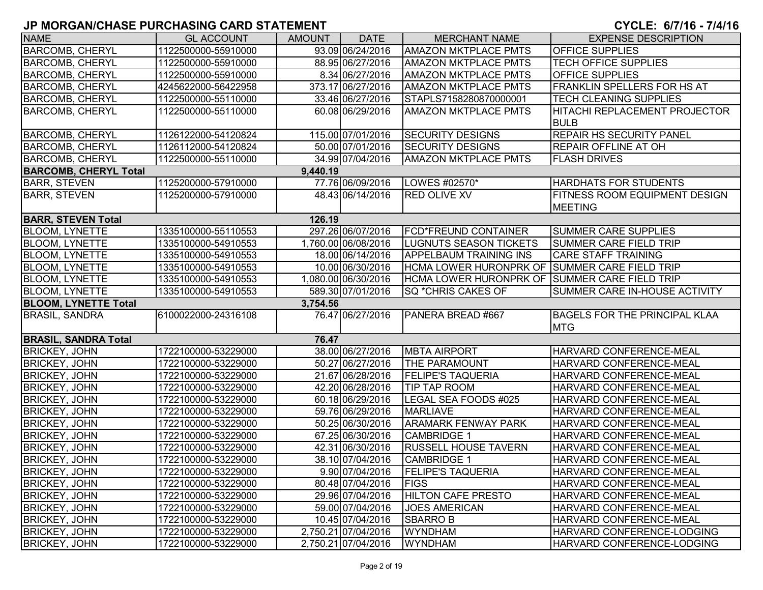# JP MORGAN/CHASE PURCHASING CARD STATEMENT

**CYCLE: 6/7/16 - 7/4/16**

| NAME | GL ACCOUNT | AMOUNT | DATE | MERCHANT NAME | EXPENSE DESCRIPTION |
|---|---|---|---|---|---|
| BARCOMB, CHERYL | 1122500000-55910000 | 93.09 | 06/24/2016 | AMAZON MKTPLACE PMTS | OFFICE SUPPLIES |
| BARCOMB, CHERYL | 1122500000-55910000 | 88.95 | 06/27/2016 | AMAZON MKTPLACE PMTS | TECH OFFICE SUPPLIES |
| BARCOMB, CHERYL | 1122500000-55910000 | 8.34 | 06/27/2016 | AMAZON MKTPLACE PMTS | OFFICE SUPPLIES |
| BARCOMB, CHERYL | 4245622000-56422958 | 373.17 | 06/27/2016 | AMAZON MKTPLACE PMTS | FRANKLIN SPELLERS FOR HS AT |
| BARCOMB, CHERYL | 1122500000-55110000 | 33.46 | 06/27/2016 | STAPLS7158280870000001 | TECH CLEANING SUPPLIES |
| BARCOMB, CHERYL | 1122500000-55110000 | 60.08 | 06/29/2016 | AMAZON MKTPLACE PMTS | HITACHI REPLACEMENT PROJECTOR BULB |
| BARCOMB, CHERYL | 1126122000-54120824 | 115.00 | 07/01/2016 | SECURITY DESIGNS | REPAIR HS SECURITY PANEL |
| BARCOMB, CHERYL | 1126112000-54120824 | 50.00 | 07/01/2016 | SECURITY DESIGNS | REPAIR OFFLINE AT OH |
| BARCOMB, CHERYL | 1122500000-55110000 | 34.99 | 07/04/2016 | AMAZON MKTPLACE PMTS | FLASH DRIVES |
| **BARCOMB, CHERYL Total** | | **9,440.19** | | | |
| BARR, STEVEN | 1125200000-57910000 | 77.76 | 06/09/2016 | LOWES #02570* | HARDHATS FOR STUDENTS |
| BARR, STEVEN | 1125200000-57910000 | 48.43 | 06/14/2016 | RED OLIVE XV | FITNESS ROOM EQUIPMENT DESIGN MEETING |
| **BARR, STEVEN Total** | | **126.19** | | | |
| BLOOM, LYNETTE | 1335100000-55110553 | 297.26 | 06/07/2016 | FCD*FREUND CONTAINER | SUMMER CARE SUPPLIES |
| BLOOM, LYNETTE | 1335100000-54910553 | 1,760.00 | 06/08/2016 | LUGNUTS SEASON TICKETS | SUMMER CARE FIELD TRIP |
| BLOOM, LYNETTE | 1335100000-54910553 | 18.00 | 06/14/2016 | APPELBAUM TRAINING INS | CARE STAFF TRAINING |
| BLOOM, LYNETTE | 1335100000-54910553 | 10.00 | 06/30/2016 | HCMA LOWER HURONPRK OF | SUMMER CARE FIELD TRIP |
| BLOOM, LYNETTE | 1335100000-54910553 | 1,080.00 | 06/30/2016 | HCMA LOWER HURONPRK OF | SUMMER CARE FIELD TRIP |
| BLOOM, LYNETTE | 1335100000-54910553 | 589.30 | 07/01/2016 | SQ *CHRIS CAKES OF | SUMMER CARE IN-HOUSE ACTIVITY |
| **BLOOM, LYNETTE Total** | | **3,754.56** | | | |
| BRASIL, SANDRA | 6100022000-24316108 | 76.47 | 06/27/2016 | PANERA BREAD #667 | BAGELS FOR THE PRINCIPAL KLAA MTG |
| **BRASIL, SANDRA Total** | | **76.47** | | | |
| BRICKEY, JOHN | 1722100000-53229000 | 38.00 | 06/27/2016 | MBTA AIRPORT | HARVARD CONFERENCE-MEAL |
| BRICKEY, JOHN | 1722100000-53229000 | 50.27 | 06/27/2016 | THE PARAMOUNT | HARVARD CONFERENCE-MEAL |
| BRICKEY, JOHN | 1722100000-53229000 | 21.67 | 06/28/2016 | FELIPE'S TAQUERIA | HARVARD CONFERENCE-MEAL |
| BRICKEY, JOHN | 1722100000-53229000 | 42.20 | 06/28/2016 | TIP TAP ROOM | HARVARD CONFERENCE-MEAL |
| BRICKEY, JOHN | 1722100000-53229000 | 60.18 | 06/29/2016 | LEGAL SEA FOODS #025 | HARVARD CONFERENCE-MEAL |
| BRICKEY, JOHN | 1722100000-53229000 | 59.76 | 06/29/2016 | MARLIAVE | HARVARD CONFERENCE-MEAL |
| BRICKEY, JOHN | 1722100000-53229000 | 50.25 | 06/30/2016 | ARAMARK FENWAY PARK | HARVARD CONFERENCE-MEAL |
| BRICKEY, JOHN | 1722100000-53229000 | 67.25 | 06/30/2016 | CAMBRIDGE 1 | HARVARD CONFERENCE-MEAL |
| BRICKEY, JOHN | 1722100000-53229000 | 42.31 | 06/30/2016 | RUSSELL HOUSE TAVERN | HARVARD CONFERENCE-MEAL |
| BRICKEY, JOHN | 1722100000-53229000 | 38.10 | 07/04/2016 | CAMBRIDGE 1 | HARVARD CONFERENCE-MEAL |
| BRICKEY, JOHN | 1722100000-53229000 | 9.90 | 07/04/2016 | FELIPE'S TAQUERIA | HARVARD CONFERENCE-MEAL |
| BRICKEY, JOHN | 1722100000-53229000 | 80.48 | 07/04/2016 | FIGS | HARVARD CONFERENCE-MEAL |
| BRICKEY, JOHN | 1722100000-53229000 | 29.96 | 07/04/2016 | HILTON CAFE PRESTO | HARVARD CONFERENCE-MEAL |
| BRICKEY, JOHN | 1722100000-53229000 | 59.00 | 07/04/2016 | JOES AMERICAN | HARVARD CONFERENCE-MEAL |
| BRICKEY, JOHN | 1722100000-53229000 | 10.45 | 07/04/2016 | SBARRO B | HARVARD CONFERENCE-MEAL |
| BRICKEY, JOHN | 1722100000-53229000 | 2,750.21 | 07/04/2016 | WYNDHAM | HARVARD CONFERENCE-LODGING |
| BRICKEY, JOHN | 1722100000-53229000 | 2,750.21 | 07/04/2016 | WYNDHAM | HARVARD CONFERENCE-LODGING |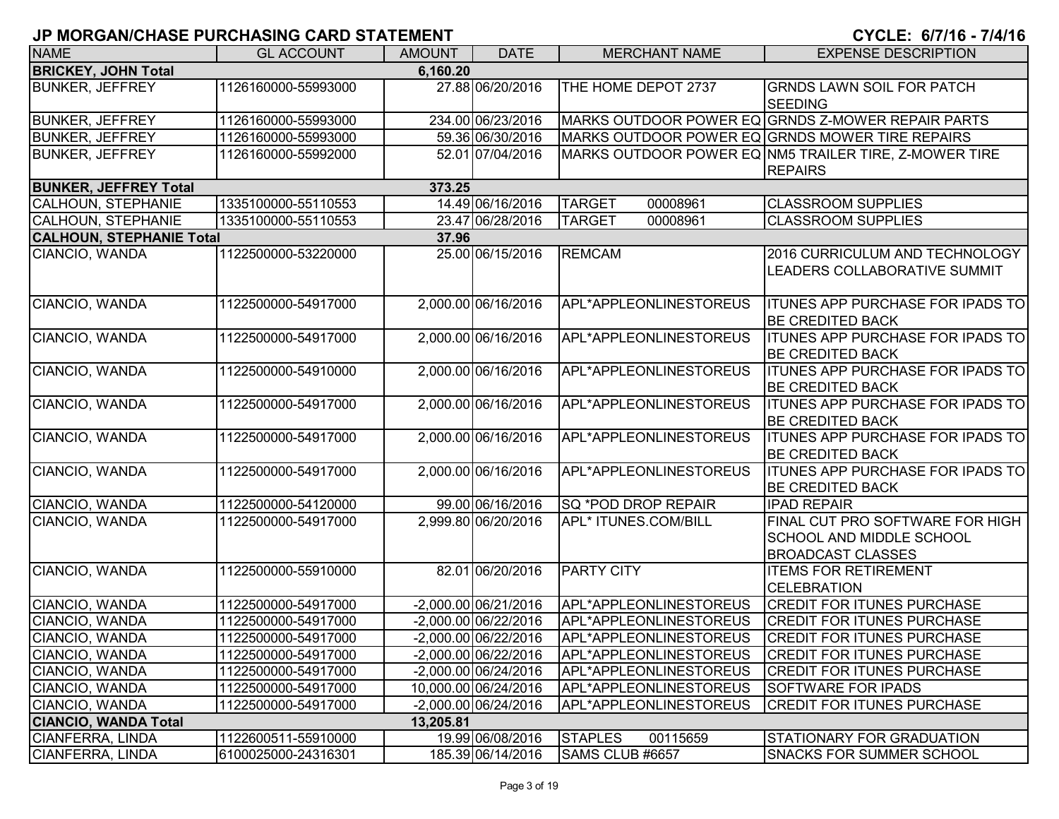## JP MORGAN/CHASE PURCHASING CARD STATEMENT

**CYCLE: 6/7/16 - 7/4/16**

| NAME | GL ACCOUNT | AMOUNT | DATE | MERCHANT NAME | EXPENSE DESCRIPTION |
|---|---|---|---|---|---|
| **BRICKEY, JOHN Total** | | **6,160.20** | | | |
| BUNKER, JEFFREY | 1126160000-55993000 | 27.88 | 06/20/2016 | THE HOME DEPOT 2737 | GRNDS LAWN SOIL FOR PATCH SEEDING |
| BUNKER, JEFFREY | 1126160000-55993000 | 234.00 | 06/23/2016 | MARKS OUTDOOR POWER EQ | GRNDS Z-MOWER REPAIR PARTS |
| BUNKER, JEFFREY | 1126160000-55993000 | 59.36 | 06/30/2016 | MARKS OUTDOOR POWER EQ | GRNDS MOWER TIRE REPAIRS |
| BUNKER, JEFFREY | 1126160000-55992000 | 52.01 | 07/04/2016 | MARKS OUTDOOR POWER EQ | NM5 TRAILER TIRE, Z-MOWER TIRE REPAIRS |
| **BUNKER, JEFFREY Total** | | **373.25** | | | |
| CALHOUN, STEPHANIE | 1335100000-55110553 | 14.49 | 06/16/2016 | TARGET 00008961 | CLASSROOM SUPPLIES |
| CALHOUN, STEPHANIE | 1335100000-55110553 | 23.47 | 06/28/2016 | TARGET 00008961 | CLASSROOM SUPPLIES |
| **CALHOUN, STEPHANIE Total** | | **37.96** | | | |
| CIANCIO, WANDA | 1122500000-53220000 | 25.00 | 06/15/2016 | REMCAM | 2016 CURRICULUM AND TECHNOLOGY LEADERS COLLABORATIVE SUMMIT |
| CIANCIO, WANDA | 1122500000-54917000 | 2,000.00 | 06/16/2016 | APL*APPLEONLINESTOREUS | ITUNES APP PURCHASE FOR IPADS TO BE CREDITED BACK |
| CIANCIO, WANDA | 1122500000-54917000 | 2,000.00 | 06/16/2016 | APL*APPLEONLINESTOREUS | ITUNES APP PURCHASE FOR IPADS TO BE CREDITED BACK |
| CIANCIO, WANDA | 1122500000-54910000 | 2,000.00 | 06/16/2016 | APL*APPLEONLINESTOREUS | ITUNES APP PURCHASE FOR IPADS TO BE CREDITED BACK |
| CIANCIO, WANDA | 1122500000-54917000 | 2,000.00 | 06/16/2016 | APL*APPLEONLINESTOREUS | ITUNES APP PURCHASE FOR IPADS TO BE CREDITED BACK |
| CIANCIO, WANDA | 1122500000-54917000 | 2,000.00 | 06/16/2016 | APL*APPLEONLINESTOREUS | ITUNES APP PURCHASE FOR IPADS TO BE CREDITED BACK |
| CIANCIO, WANDA | 1122500000-54917000 | 2,000.00 | 06/16/2016 | APL*APPLEONLINESTOREUS | ITUNES APP PURCHASE FOR IPADS TO BE CREDITED BACK |
| CIANCIO, WANDA | 1122500000-54120000 | 99.00 | 06/16/2016 | SQ *POD DROP REPAIR | IPAD REPAIR |
| CIANCIO, WANDA | 1122500000-54917000 | 2,999.80 | 06/20/2016 | APL* ITUNES.COM/BILL | FINAL CUT PRO SOFTWARE FOR HIGH SCHOOL AND MIDDLE SCHOOL BROADCAST CLASSES |
| CIANCIO, WANDA | 1122500000-55910000 | 82.01 | 06/20/2016 | PARTY CITY | ITEMS FOR RETIREMENT CELEBRATION |
| CIANCIO, WANDA | 1122500000-54917000 | -2,000.00 | 06/21/2016 | APL*APPLEONLINESTOREUS | CREDIT FOR ITUNES PURCHASE |
| CIANCIO, WANDA | 1122500000-54917000 | -2,000.00 | 06/22/2016 | APL*APPLEONLINESTOREUS | CREDIT FOR ITUNES PURCHASE |
| CIANCIO, WANDA | 1122500000-54917000 | -2,000.00 | 06/22/2016 | APL*APPLEONLINESTOREUS | CREDIT FOR ITUNES PURCHASE |
| CIANCIO, WANDA | 1122500000-54917000 | -2,000.00 | 06/22/2016 | APL*APPLEONLINESTOREUS | CREDIT FOR ITUNES PURCHASE |
| CIANCIO, WANDA | 1122500000-54917000 | -2,000.00 | 06/24/2016 | APL*APPLEONLINESTOREUS | CREDIT FOR ITUNES PURCHASE |
| CIANCIO, WANDA | 1122500000-54917000 | 10,000.00 | 06/24/2016 | APL*APPLEONLINESTOREUS | SOFTWARE FOR IPADS |
| CIANCIO, WANDA | 1122500000-54917000 | -2,000.00 | 06/24/2016 | APL*APPLEONLINESTOREUS | CREDIT FOR ITUNES PURCHASE |
| **CIANCIO, WANDA Total** | | **13,205.81** | | | |
| CIANFERRA, LINDA | 1122600511-55910000 | 19.99 | 06/08/2016 | STAPLES 00115659 | STATIONARY FOR GRADUATION |
| CIANFERRA, LINDA | 6100025000-24316301 | 185.39 | 06/14/2016 | SAMS CLUB #6657 | SNACKS FOR SUMMER SCHOOL |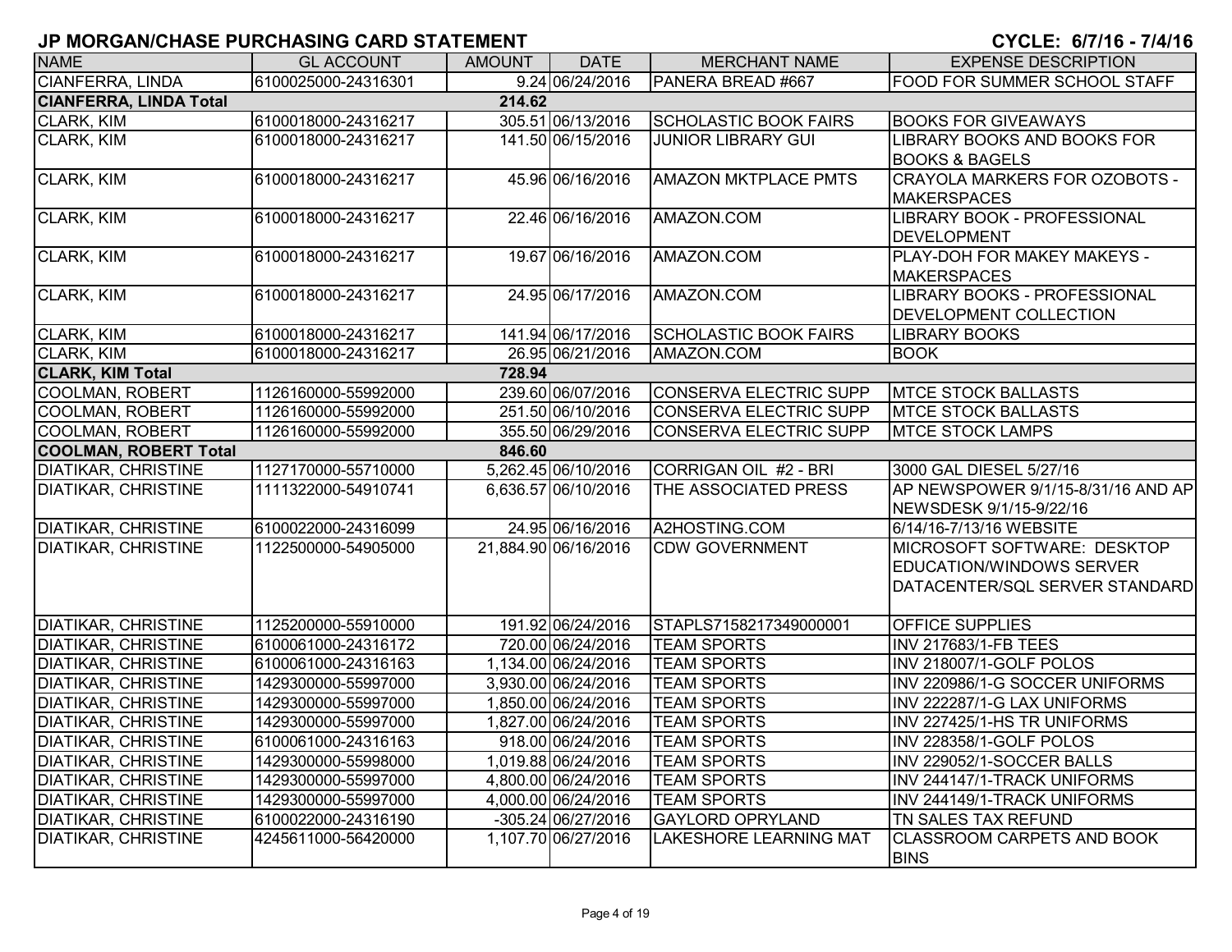# JP MORGAN/CHASE PURCHASING CARD STATEMENT

**CYCLE: 6/7/16 - 7/4/16**

| NAME | GL ACCOUNT | AMOUNT | DATE | MERCHANT NAME | EXPENSE DESCRIPTION |
|---|---|---|---|---|---|
| CIANFERRA, LINDA | 6100025000-24316301 | 9.24 | 06/24/2016 | PANERA BREAD #667 | FOOD FOR SUMMER SCHOOL STAFF |
| **CIANFERRA, LINDA Total** | | **214.62** | | | |
| CLARK, KIM | 6100018000-24316217 | 305.51 | 06/13/2016 | SCHOLASTIC BOOK FAIRS | BOOKS FOR GIVEAWAYS |
| CLARK, KIM | 6100018000-24316217 | 141.50 | 06/15/2016 | JUNIOR LIBRARY GUI | LIBRARY BOOKS AND BOOKS FOR BOOKS & BAGELS |
| CLARK, KIM | 6100018000-24316217 | 45.96 | 06/16/2016 | AMAZON MKTPLACE PMTS | CRAYOLA MARKERS FOR OZOBOTS - MAKERSPACES |
| CLARK, KIM | 6100018000-24316217 | 22.46 | 06/16/2016 | AMAZON.COM | LIBRARY BOOK - PROFESSIONAL DEVELOPMENT |
| CLARK, KIM | 6100018000-24316217 | 19.67 | 06/16/2016 | AMAZON.COM | PLAY-DOH FOR MAKEY MAKEYS - MAKERSPACES |
| CLARK, KIM | 6100018000-24316217 | 24.95 | 06/17/2016 | AMAZON.COM | LIBRARY BOOKS - PROFESSIONAL DEVELOPMENT COLLECTION |
| CLARK, KIM | 6100018000-24316217 | 141.94 | 06/17/2016 | SCHOLASTIC BOOK FAIRS | LIBRARY BOOKS |
| CLARK, KIM | 6100018000-24316217 | 26.95 | 06/21/2016 | AMAZON.COM | BOOK |
| **CLARK, KIM Total** | | **728.94** | | | |
| COOLMAN, ROBERT | 1126160000-55992000 | 239.60 | 06/07/2016 | CONSERVA ELECTRIC SUPP | MTCE STOCK BALLASTS |
| COOLMAN, ROBERT | 1126160000-55992000 | 251.50 | 06/10/2016 | CONSERVA ELECTRIC SUPP | MTCE STOCK BALLASTS |
| COOLMAN, ROBERT | 1126160000-55992000 | 355.50 | 06/29/2016 | CONSERVA ELECTRIC SUPP | MTCE STOCK LAMPS |
| **COOLMAN, ROBERT Total** | | **846.60** | | | |
| DIATIKAR, CHRISTINE | 1127170000-55710000 | 5,262.45 | 06/10/2016 | CORRIGAN OIL #2 - BRI | 3000 GAL DIESEL 5/27/16 |
| DIATIKAR, CHRISTINE | 1111322000-54910741 | 6,636.57 | 06/10/2016 | THE ASSOCIATED PRESS | AP NEWSPOWER 9/1/15-8/31/16 AND AP NEWSDESK 9/1/15-9/22/16 |
| DIATIKAR, CHRISTINE | 6100022000-24316099 | 24.95 | 06/16/2016 | A2HOSTING.COM | 6/14/16-7/13/16 WEBSITE |
| DIATIKAR, CHRISTINE | 1122500000-54905000 | 21,884.90 | 06/16/2016 | CDW GOVERNMENT | MICROSOFT SOFTWARE: DESKTOP EDUCATION/WINDOWS SERVER DATACENTER/SQL SERVER STANDARD |
| DIATIKAR, CHRISTINE | 1125200000-55910000 | 191.92 | 06/24/2016 | STAPLS7158217349000001 | OFFICE SUPPLIES |
| DIATIKAR, CHRISTINE | 6100061000-24316172 | 720.00 | 06/24/2016 | TEAM SPORTS | INV 217683/1-FB TEES |
| DIATIKAR, CHRISTINE | 6100061000-24316163 | 1,134.00 | 06/24/2016 | TEAM SPORTS | INV 218007/1-GOLF POLOS |
| DIATIKAR, CHRISTINE | 1429300000-55997000 | 3,930.00 | 06/24/2016 | TEAM SPORTS | INV 220986/1-G SOCCER UNIFORMS |
| DIATIKAR, CHRISTINE | 1429300000-55997000 | 1,850.00 | 06/24/2016 | TEAM SPORTS | INV 222287/1-G LAX UNIFORMS |
| DIATIKAR, CHRISTINE | 1429300000-55997000 | 1,827.00 | 06/24/2016 | TEAM SPORTS | INV 227425/1-HS TR UNIFORMS |
| DIATIKAR, CHRISTINE | 6100061000-24316163 | 918.00 | 06/24/2016 | TEAM SPORTS | INV 228358/1-GOLF POLOS |
| DIATIKAR, CHRISTINE | 1429300000-55998000 | 1,019.88 | 06/24/2016 | TEAM SPORTS | INV 229052/1-SOCCER BALLS |
| DIATIKAR, CHRISTINE | 1429300000-55997000 | 4,800.00 | 06/24/2016 | TEAM SPORTS | INV 244147/1-TRACK UNIFORMS |
| DIATIKAR, CHRISTINE | 1429300000-55997000 | 4,000.00 | 06/24/2016 | TEAM SPORTS | INV 244149/1-TRACK UNIFORMS |
| DIATIKAR, CHRISTINE | 6100022000-24316190 | -305.24 | 06/27/2016 | GAYLORD OPRYLAND | TN SALES TAX REFUND |
| DIATIKAR, CHRISTINE | 4245611000-56420000 | 1,107.70 | 06/27/2016 | LAKESHORE LEARNING MAT | CLASSROOM CARPETS AND BOOK BINS |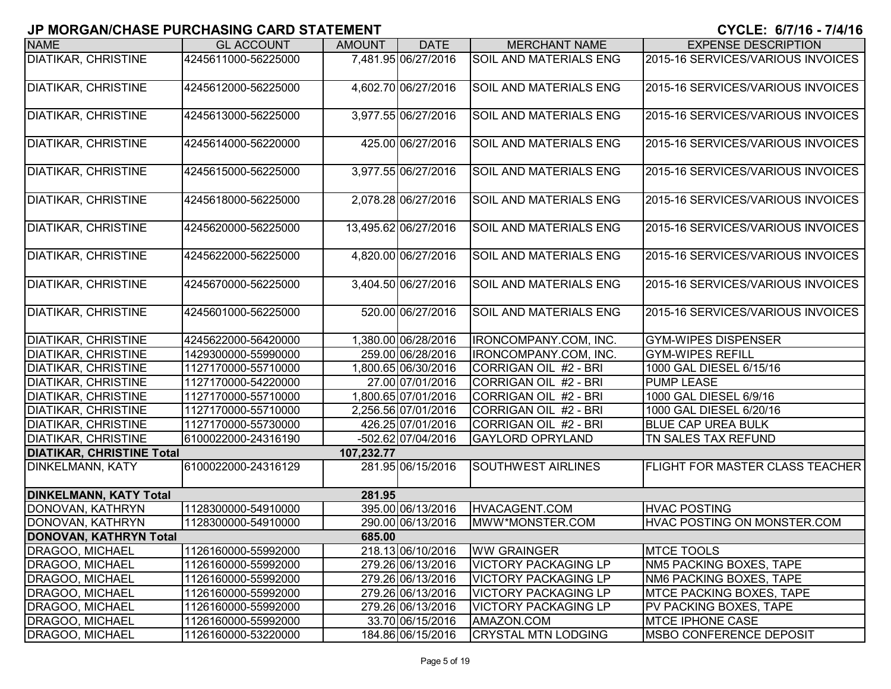## JP MORGAN/CHASE PURCHASING CARD STATEMENT

**CYCLE: 6/7/16 - 7/4/16**

| NAME | GL ACCOUNT | AMOUNT | DATE | MERCHANT NAME | EXPENSE DESCRIPTION |
|---|---|---|---|---|---|
| DIATIKAR, CHRISTINE | 4245611000-56225000 | 7,481.95 | 06/27/2016 | SOIL AND MATERIALS ENG | 2015-16 SERVICES/VARIOUS INVOICES |
| DIATIKAR, CHRISTINE | 4245612000-56225000 | 4,602.70 | 06/27/2016 | SOIL AND MATERIALS ENG | 2015-16 SERVICES/VARIOUS INVOICES |
| DIATIKAR, CHRISTINE | 4245613000-56225000 | 3,977.55 | 06/27/2016 | SOIL AND MATERIALS ENG | 2015-16 SERVICES/VARIOUS INVOICES |
| DIATIKAR, CHRISTINE | 4245614000-56220000 | 425.00 | 06/27/2016 | SOIL AND MATERIALS ENG | 2015-16 SERVICES/VARIOUS INVOICES |
| DIATIKAR, CHRISTINE | 4245615000-56225000 | 3,977.55 | 06/27/2016 | SOIL AND MATERIALS ENG | 2015-16 SERVICES/VARIOUS INVOICES |
| DIATIKAR, CHRISTINE | 4245618000-56225000 | 2,078.28 | 06/27/2016 | SOIL AND MATERIALS ENG | 2015-16 SERVICES/VARIOUS INVOICES |
| DIATIKAR, CHRISTINE | 4245620000-56225000 | 13,495.62 | 06/27/2016 | SOIL AND MATERIALS ENG | 2015-16 SERVICES/VARIOUS INVOICES |
| DIATIKAR, CHRISTINE | 4245622000-56225000 | 4,820.00 | 06/27/2016 | SOIL AND MATERIALS ENG | 2015-16 SERVICES/VARIOUS INVOICES |
| DIATIKAR, CHRISTINE | 4245670000-56225000 | 3,404.50 | 06/27/2016 | SOIL AND MATERIALS ENG | 2015-16 SERVICES/VARIOUS INVOICES |
| DIATIKAR, CHRISTINE | 4245601000-56225000 | 520.00 | 06/27/2016 | SOIL AND MATERIALS ENG | 2015-16 SERVICES/VARIOUS INVOICES |
| DIATIKAR, CHRISTINE | 4245622000-56420000 | 1,380.00 | 06/28/2016 | IRONCOMPANY.COM, INC. | GYM-WIPES DISPENSER |
| DIATIKAR, CHRISTINE | 1429300000-55990000 | 259.00 | 06/28/2016 | IRONCOMPANY.COM, INC. | GYM-WIPES REFILL |
| DIATIKAR, CHRISTINE | 1127170000-55710000 | 1,800.65 | 06/30/2016 | CORRIGAN OIL #2 - BRI | 1000 GAL DIESEL 6/15/16 |
| DIATIKAR, CHRISTINE | 1127170000-54220000 | 27.00 | 07/01/2016 | CORRIGAN OIL #2 - BRI | PUMP LEASE |
| DIATIKAR, CHRISTINE | 1127170000-55710000 | 1,800.65 | 07/01/2016 | CORRIGAN OIL #2 - BRI | 1000 GAL DIESEL 6/9/16 |
| DIATIKAR, CHRISTINE | 1127170000-55710000 | 2,256.56 | 07/01/2016 | CORRIGAN OIL #2 - BRI | 1000 GAL DIESEL 6/20/16 |
| DIATIKAR, CHRISTINE | 1127170000-55730000 | 426.25 | 07/01/2016 | CORRIGAN OIL #2 - BRI | BLUE CAP UREA BULK |
| DIATIKAR, CHRISTINE | 6100022000-24316190 | -502.62 | 07/04/2016 | GAYLORD OPRYLAND | TN SALES TAX REFUND |
| **DIATIKAR, CHRISTINE Total** | | **107,232.77** | | | |
| DINKELMANN, KATY | 6100022000-24316129 | 281.95 | 06/15/2016 | SOUTHWEST AIRLINES | FLIGHT FOR MASTER CLASS TEACHER |
| **DINKELMANN, KATY Total** | | **281.95** | | | |
| DONOVAN, KATHRYN | 1128300000-54910000 | 395.00 | 06/13/2016 | HVACAGENT.COM | HVAC POSTING |
| DONOVAN, KATHRYN | 1128300000-54910000 | 290.00 | 06/13/2016 | MWW*MONSTER.COM | HVAC POSTING ON MONSTER.COM |
| **DONOVAN, KATHRYN Total** | | **685.00** | | | |
| DRAGOO, MICHAEL | 1126160000-55992000 | 218.13 | 06/10/2016 | WW GRAINGER | MTCE TOOLS |
| DRAGOO, MICHAEL | 1126160000-55992000 | 279.26 | 06/13/2016 | VICTORY PACKAGING LP | NM5 PACKING BOXES, TAPE |
| DRAGOO, MICHAEL | 1126160000-55992000 | 279.26 | 06/13/2016 | VICTORY PACKAGING LP | NM6 PACKING BOXES, TAPE |
| DRAGOO, MICHAEL | 1126160000-55992000 | 279.26 | 06/13/2016 | VICTORY PACKAGING LP | MTCE PACKING BOXES, TAPE |
| DRAGOO, MICHAEL | 1126160000-55992000 | 279.26 | 06/13/2016 | VICTORY PACKAGING LP | PV PACKING BOXES, TAPE |
| DRAGOO, MICHAEL | 1126160000-55992000 | 33.70 | 06/15/2016 | AMAZON.COM | MTCE IPHONE CASE |
| DRAGOO, MICHAEL | 1126160000-53220000 | 184.86 | 06/15/2016 | CRYSTAL MTN LODGING | MSBO CONFERENCE DEPOSIT |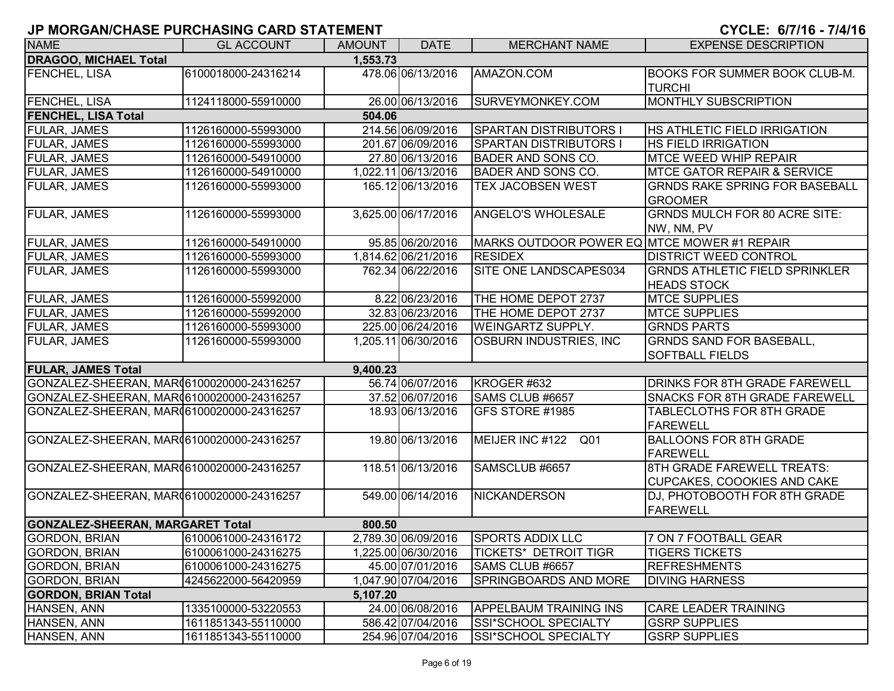# JP MORGAN/CHASE PURCHASING CARD STATEMENT

CYCLE: 6/7/16 - 7/4/16

| NAME | GL ACCOUNT | AMOUNT | DATE | MERCHANT NAME | EXPENSE DESCRIPTION |
|---|---|---|---|---|---|
| **DRAGOO, MICHAEL Total** | | **1,553.73** | | | |
| FENCHEL, LISA | 6100018000-24316214 | 478.06 | 06/13/2016 | AMAZON.COM | BOOKS FOR SUMMER BOOK CLUB-M. TURCHI |
| FENCHEL, LISA | 1124118000-55910000 | 26.00 | 06/13/2016 | SURVEYMONKEY.COM | MONTHLY SUBSCRIPTION |
| **FENCHEL, LISA Total** | | **504.06** | | | |
| FULAR, JAMES | 1126160000-55993000 | 214.56 | 06/09/2016 | SPARTAN DISTRIBUTORS I | HS ATHLETIC FIELD IRRIGATION |
| FULAR, JAMES | 1126160000-55993000 | 201.67 | 06/09/2016 | SPARTAN DISTRIBUTORS I | HS FIELD IRRIGATION |
| FULAR, JAMES | 1126160000-54910000 | 27.80 | 06/13/2016 | BADER AND SONS CO. | MTCE WEED WHIP REPAIR |
| FULAR, JAMES | 1126160000-54910000 | 1,022.11 | 06/13/2016 | BADER AND SONS CO. | MTCE GATOR REPAIR & SERVICE |
| FULAR, JAMES | 1126160000-55993000 | 165.12 | 06/13/2016 | TEX JACOBSEN WEST | GRNDS RAKE SPRING FOR BASEBALL GROOMER |
| FULAR, JAMES | 1126160000-55993000 | 3,625.00 | 06/17/2016 | ANGELO'S WHOLESALE | GRNDS MULCH FOR 80 ACRE SITE: NW, NM, PV |
| FULAR, JAMES | 1126160000-54910000 | 95.85 | 06/20/2016 | MARKS OUTDOOR POWER EQ | MTCE MOWER #1 REPAIR |
| FULAR, JAMES | 1126160000-55993000 | 1,814.62 | 06/21/2016 | RESIDEX | DISTRICT WEED CONTROL |
| FULAR, JAMES | 1126160000-55993000 | 762.34 | 06/22/2016 | SITE ONE LANDSCAPES034 | GRNDS ATHLETIC FIELD SPRINKLER HEADS STOCK |
| FULAR, JAMES | 1126160000-55992000 | 8.22 | 06/23/2016 | THE HOME DEPOT 2737 | MTCE SUPPLIES |
| FULAR, JAMES | 1126160000-55992000 | 32.83 | 06/23/2016 | THE HOME DEPOT 2737 | MTCE SUPPLIES |
| FULAR, JAMES | 1126160000-55993000 | 225.00 | 06/24/2016 | WEINGARTZ SUPPLY. | GRNDS PARTS |
| FULAR, JAMES | 1126160000-55993000 | 1,205.11 | 06/30/2016 | OSBURN INDUSTRIES, INC | GRNDS SAND FOR BASEBALL, SOFTBALL FIELDS |
| **FULAR, JAMES Total** | | **9,400.23** | | | |
| GONZALEZ-SHEERAN, MAR | 6100020000-24316257 | 56.74 | 06/07/2016 | KROGER #632 | DRINKS FOR 8TH GRADE FAREWELL |
| GONZALEZ-SHEERAN, MAR | 6100020000-24316257 | 37.52 | 06/07/2016 | SAMS CLUB #6657 | SNACKS FOR 8TH GRADE FAREWELL |
| GONZALEZ-SHEERAN, MAR | 6100020000-24316257 | 18.93 | 06/13/2016 | GFS STORE #1985 | TABLECLOTHS FOR 8TH GRADE FAREWELL |
| GONZALEZ-SHEERAN, MAR | 6100020000-24316257 | 19.80 | 06/13/2016 | MEIJER INC #122 Q01 | BALLOONS FOR 8TH GRADE FAREWELL |
| GONZALEZ-SHEERAN, MAR | 6100020000-24316257 | 118.51 | 06/13/2016 | SAMSCLUB #6657 | 8TH GRADE FAREWELL TREATS: CUPCAKES, COOOKIES AND CAKE |
| GONZALEZ-SHEERAN, MAR | 6100020000-24316257 | 549.00 | 06/14/2016 | NICKANDERSON | DJ, PHOTOBOOTH FOR 8TH GRADE FAREWELL |
| **GONZALEZ-SHEERAN, MARGARET Total** | | **800.50** | | | |
| GORDON, BRIAN | 6100061000-24316172 | 2,789.30 | 06/09/2016 | SPORTS ADDIX LLC | 7 ON 7 FOOTBALL GEAR |
| GORDON, BRIAN | 6100061000-24316275 | 1,225.00 | 06/30/2016 | TICKETS* DETROIT TIGR | TIGERS TICKETS |
| GORDON, BRIAN | 6100061000-24316275 | 45.00 | 07/01/2016 | SAMS CLUB #6657 | REFRESHMENTS |
| GORDON, BRIAN | 4245622000-56420959 | 1,047.90 | 07/04/2016 | SPRINGBOARDS AND MORE | DIVING HARNESS |
| **GORDON, BRIAN Total** | | **5,107.20** | | | |
| HANSEN, ANN | 1335100000-53220553 | 24.00 | 06/08/2016 | APPELBAUM TRAINING INS | CARE LEADER TRAINING |
| HANSEN, ANN | 1611851343-55110000 | 586.42 | 07/04/2016 | SSI*SCHOOL SPECIALTY | GSRP SUPPLIES |
| HANSEN, ANN | 1611851343-55110000 | 254.96 | 07/04/2016 | SSI*SCHOOL SPECIALTY | GSRP SUPPLIES |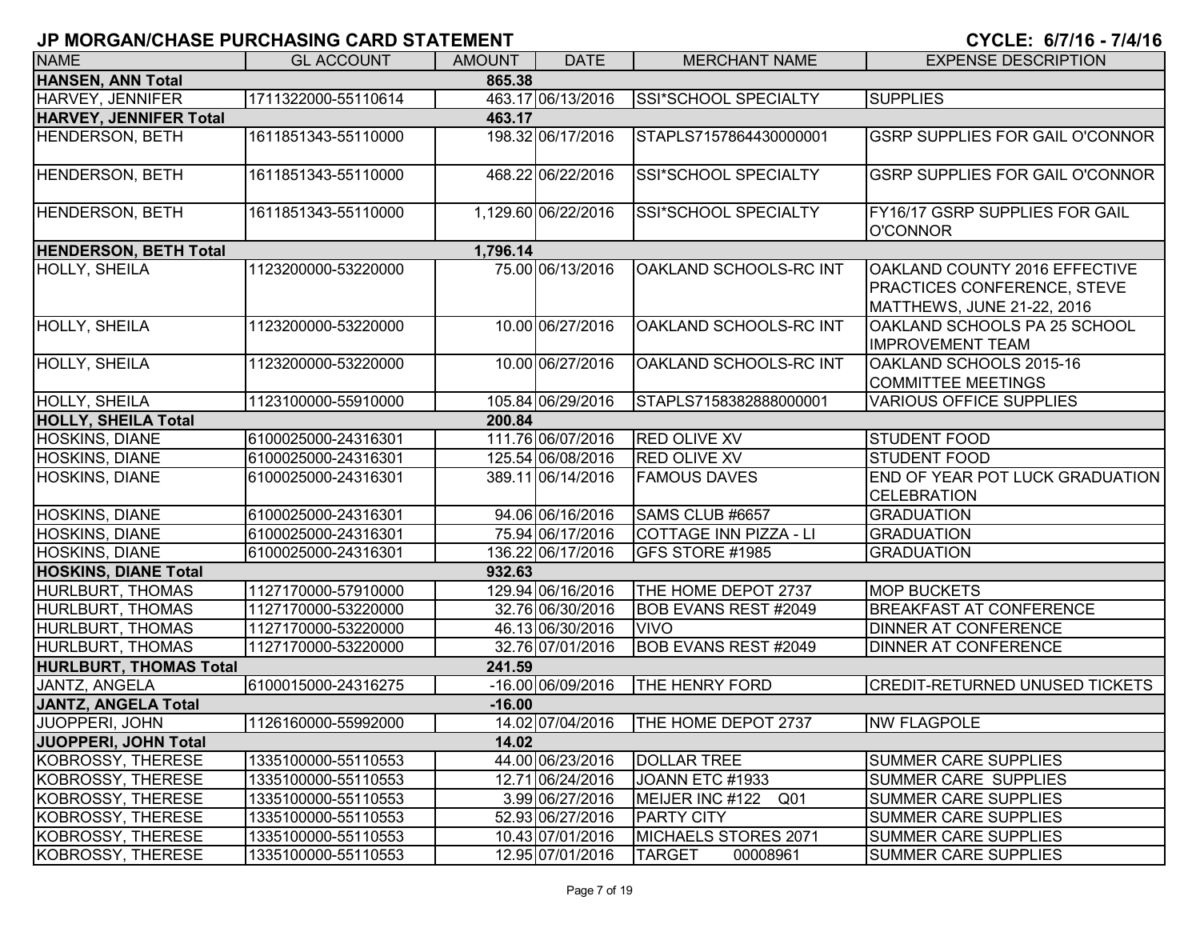## JP MORGAN/CHASE PURCHASING CARD STATEMENT

**CYCLE: 6/7/16 - 7/4/16**

| NAME | GL ACCOUNT | AMOUNT | DATE | MERCHANT NAME | EXPENSE DESCRIPTION |
|---|---|---|---|---|---|
| **HANSEN, ANN Total** | | **865.38** | | | |
| HARVEY, JENNIFER | 1711322000-55110614 | 463.17 | 06/13/2016 | SSI*SCHOOL SPECIALTY | SUPPLIES |
| **HARVEY, JENNIFER Total** | | **463.17** | | | |
| HENDERSON, BETH | 1611851343-55110000 | 198.32 | 06/17/2016 | STAPLS7157864430000001 | GSRP SUPPLIES FOR GAIL O'CONNOR |
| HENDERSON, BETH | 1611851343-55110000 | 468.22 | 06/22/2016 | SSI*SCHOOL SPECIALTY | GSRP SUPPLIES FOR GAIL O'CONNOR |
| HENDERSON, BETH | 1611851343-55110000 | 1,129.60 | 06/22/2016 | SSI*SCHOOL SPECIALTY | FY16/17 GSRP SUPPLIES FOR GAIL O'CONNOR |
| **HENDERSON, BETH Total** | | **1,796.14** | | | |
| HOLLY, SHEILA | 1123200000-53220000 | 75.00 | 06/13/2016 | OAKLAND SCHOOLS-RC INT | OAKLAND COUNTY 2016 EFFECTIVE PRACTICES CONFERENCE, STEVE MATTHEWS, JUNE 21-22, 2016 |
| HOLLY, SHEILA | 1123200000-53220000 | 10.00 | 06/27/2016 | OAKLAND SCHOOLS-RC INT | OAKLAND SCHOOLS PA 25 SCHOOL IMPROVEMENT TEAM |
| HOLLY, SHEILA | 1123200000-53220000 | 10.00 | 06/27/2016 | OAKLAND SCHOOLS-RC INT | OAKLAND SCHOOLS 2015-16 COMMITTEE MEETINGS |
| HOLLY, SHEILA | 1123100000-55910000 | 105.84 | 06/29/2016 | STAPLS7158382888000001 | VARIOUS OFFICE SUPPLIES |
| **HOLLY, SHEILA Total** | | **200.84** | | | |
| HOSKINS, DIANE | 6100025000-24316301 | 111.76 | 06/07/2016 | RED OLIVE XV | STUDENT FOOD |
| HOSKINS, DIANE | 6100025000-24316301 | 125.54 | 06/08/2016 | RED OLIVE XV | STUDENT FOOD |
| HOSKINS, DIANE | 6100025000-24316301 | 389.11 | 06/14/2016 | FAMOUS DAVES | END OF YEAR POT LUCK GRADUATION CELEBRATION |
| HOSKINS, DIANE | 6100025000-24316301 | 94.06 | 06/16/2016 | SAMS CLUB #6657 | GRADUATION |
| HOSKINS, DIANE | 6100025000-24316301 | 75.94 | 06/17/2016 | COTTAGE INN PIZZA - LI | GRADUATION |
| HOSKINS, DIANE | 6100025000-24316301 | 136.22 | 06/17/2016 | GFS STORE #1985 | GRADUATION |
| **HOSKINS, DIANE Total** | | **932.63** | | | |
| HURLBURT, THOMAS | 1127170000-57910000 | 129.94 | 06/16/2016 | THE HOME DEPOT 2737 | MOP BUCKETS |
| HURLBURT, THOMAS | 1127170000-53220000 | 32.76 | 06/30/2016 | BOB EVANS REST #2049 | BREAKFAST AT CONFERENCE |
| HURLBURT, THOMAS | 1127170000-53220000 | 46.13 | 06/30/2016 | VIVO | DINNER AT CONFERENCE |
| HURLBURT, THOMAS | 1127170000-53220000 | 32.76 | 07/01/2016 | BOB EVANS REST #2049 | DINNER AT CONFERENCE |
| **HURLBURT, THOMAS Total** | | **241.59** | | | |
| JANTZ, ANGELA | 6100015000-24316275 | -16.00 | 06/09/2016 | THE HENRY FORD | CREDIT-RETURNED UNUSED TICKETS |
| **JANTZ, ANGELA Total** | | **-16.00** | | | |
| JUOPPERI, JOHN | 1126160000-55992000 | 14.02 | 07/04/2016 | THE HOME DEPOT 2737 | NW FLAGPOLE |
| **JUOPPERI, JOHN Total** | | **14.02** | | | |
| KOBROSSY, THERESE | 1335100000-55110553 | 44.00 | 06/23/2016 | DOLLAR TREE | SUMMER CARE SUPPLIES |
| KOBROSSY, THERESE | 1335100000-55110553 | 12.71 | 06/24/2016 | JOANN ETC #1933 | SUMMER CARE SUPPLIES |
| KOBROSSY, THERESE | 1335100000-55110553 | 3.99 | 06/27/2016 | MEIJER INC #122 Q01 | SUMMER CARE SUPPLIES |
| KOBROSSY, THERESE | 1335100000-55110553 | 52.93 | 06/27/2016 | PARTY CITY | SUMMER CARE SUPPLIES |
| KOBROSSY, THERESE | 1335100000-55110553 | 10.43 | 07/01/2016 | MICHAELS STORES 2071 | SUMMER CARE SUPPLIES |
| KOBROSSY, THERESE | 1335100000-55110553 | 12.95 | 07/01/2016 | TARGET 00008961 | SUMMER CARE SUPPLIES |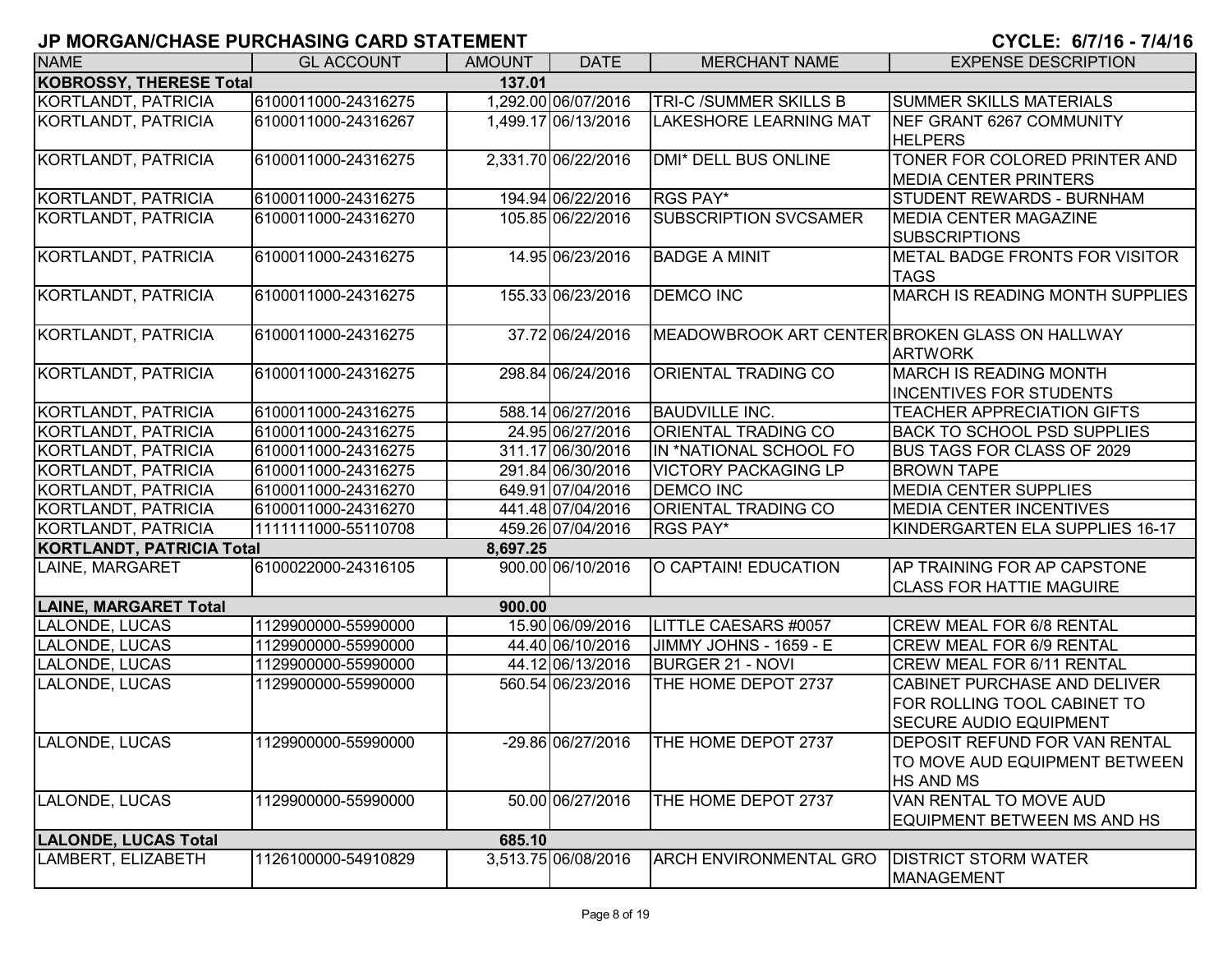## JP MORGAN/CHASE PURCHASING CARD STATEMENT

**CYCLE: 6/7/16 - 7/4/16**

| NAME | GL ACCOUNT | AMOUNT | DATE | MERCHANT NAME | EXPENSE DESCRIPTION |
|---|---|---|---|---|---|
| **KOBROSSY, THERESE Total** | | **137.01** | | | |
| KORTLANDT, PATRICIA | 6100011000-24316275 | 1,292.00 | 06/07/2016 | TRI-C /SUMMER SKILLS B | SUMMER SKILLS MATERIALS |
| KORTLANDT, PATRICIA | 6100011000-24316267 | 1,499.17 | 06/13/2016 | LAKESHORE LEARNING MAT | NEF GRANT 6267 COMMUNITY HELPERS |
| KORTLANDT, PATRICIA | 6100011000-24316275 | 2,331.70 | 06/22/2016 | DMI* DELL BUS ONLINE | TONER FOR COLORED PRINTER AND MEDIA CENTER PRINTERS |
| KORTLANDT, PATRICIA | 6100011000-24316275 | 194.94 | 06/22/2016 | RGS PAY* | STUDENT REWARDS - BURNHAM |
| KORTLANDT, PATRICIA | 6100011000-24316270 | 105.85 | 06/22/2016 | SUBSCRIPTION SVCSAMER | MEDIA CENTER MAGAZINE SUBSCRIPTIONS |
| KORTLANDT, PATRICIA | 6100011000-24316275 | 14.95 | 06/23/2016 | BADGE A MINIT | METAL BADGE FRONTS FOR VISITOR TAGS |
| KORTLANDT, PATRICIA | 6100011000-24316275 | 155.33 | 06/23/2016 | DEMCO INC | MARCH IS READING MONTH SUPPLIES |
| KORTLANDT, PATRICIA | 6100011000-24316275 | 37.72 | 06/24/2016 | MEADOWBROOK ART CENTER | BROKEN GLASS ON HALLWAY ARTWORK |
| KORTLANDT, PATRICIA | 6100011000-24316275 | 298.84 | 06/24/2016 | ORIENTAL TRADING CO | MARCH IS READING MONTH INCENTIVES FOR STUDENTS |
| KORTLANDT, PATRICIA | 6100011000-24316275 | 588.14 | 06/27/2016 | BAUDVILLE INC. | TEACHER APPRECIATION GIFTS |
| KORTLANDT, PATRICIA | 6100011000-24316275 | 24.95 | 06/27/2016 | ORIENTAL TRADING CO | BACK TO SCHOOL PSD SUPPLIES |
| KORTLANDT, PATRICIA | 6100011000-24316275 | 311.17 | 06/30/2016 | IN *NATIONAL SCHOOL FO | BUS TAGS FOR CLASS OF 2029 |
| KORTLANDT, PATRICIA | 6100011000-24316275 | 291.84 | 06/30/2016 | VICTORY PACKAGING LP | BROWN TAPE |
| KORTLANDT, PATRICIA | 6100011000-24316270 | 649.91 | 07/04/2016 | DEMCO INC | MEDIA CENTER SUPPLIES |
| KORTLANDT, PATRICIA | 6100011000-24316270 | 441.48 | 07/04/2016 | ORIENTAL TRADING CO | MEDIA CENTER INCENTIVES |
| KORTLANDT, PATRICIA | 1111111000-55110708 | 459.26 | 07/04/2016 | RGS PAY* | KINDERGARTEN ELA SUPPLIES 16-17 |
| **KORTLANDT, PATRICIA Total** | | **8,697.25** | | | |
| LAINE, MARGARET | 6100022000-24316105 | 900.00 | 06/10/2016 | O CAPTAIN! EDUCATION | AP TRAINING FOR AP CAPSTONE CLASS FOR HATTIE MAGUIRE |
| **LAINE, MARGARET Total** | | **900.00** | | | |
| LALONDE, LUCAS | 1129900000-55990000 | 15.90 | 06/09/2016 | LITTLE CAESARS #0057 | CREW MEAL FOR 6/8 RENTAL |
| LALONDE, LUCAS | 1129900000-55990000 | 44.40 | 06/10/2016 | JIMMY JOHNS - 1659 - E | CREW MEAL FOR 6/9 RENTAL |
| LALONDE, LUCAS | 1129900000-55990000 | 44.12 | 06/13/2016 | BURGER 21 - NOVI | CREW MEAL FOR 6/11 RENTAL |
| LALONDE, LUCAS | 1129900000-55990000 | 560.54 | 06/23/2016 | THE HOME DEPOT 2737 | CABINET PURCHASE AND DELIVER FOR ROLLING TOOL CABINET TO SECURE AUDIO EQUIPMENT |
| LALONDE, LUCAS | 1129900000-55990000 | -29.86 | 06/27/2016 | THE HOME DEPOT 2737 | DEPOSIT REFUND FOR VAN RENTAL TO MOVE AUD EQUIPMENT BETWEEN HS AND MS |
| LALONDE, LUCAS | 1129900000-55990000 | 50.00 | 06/27/2016 | THE HOME DEPOT 2737 | VAN RENTAL TO MOVE AUD EQUIPMENT BETWEEN MS AND HS |
| **LALONDE, LUCAS Total** | | **685.10** | | | |
| LAMBERT, ELIZABETH | 1126100000-54910829 | 3,513.75 | 06/08/2016 | ARCH ENVIRONMENTAL GRO | DISTRICT STORM WATER MANAGEMENT |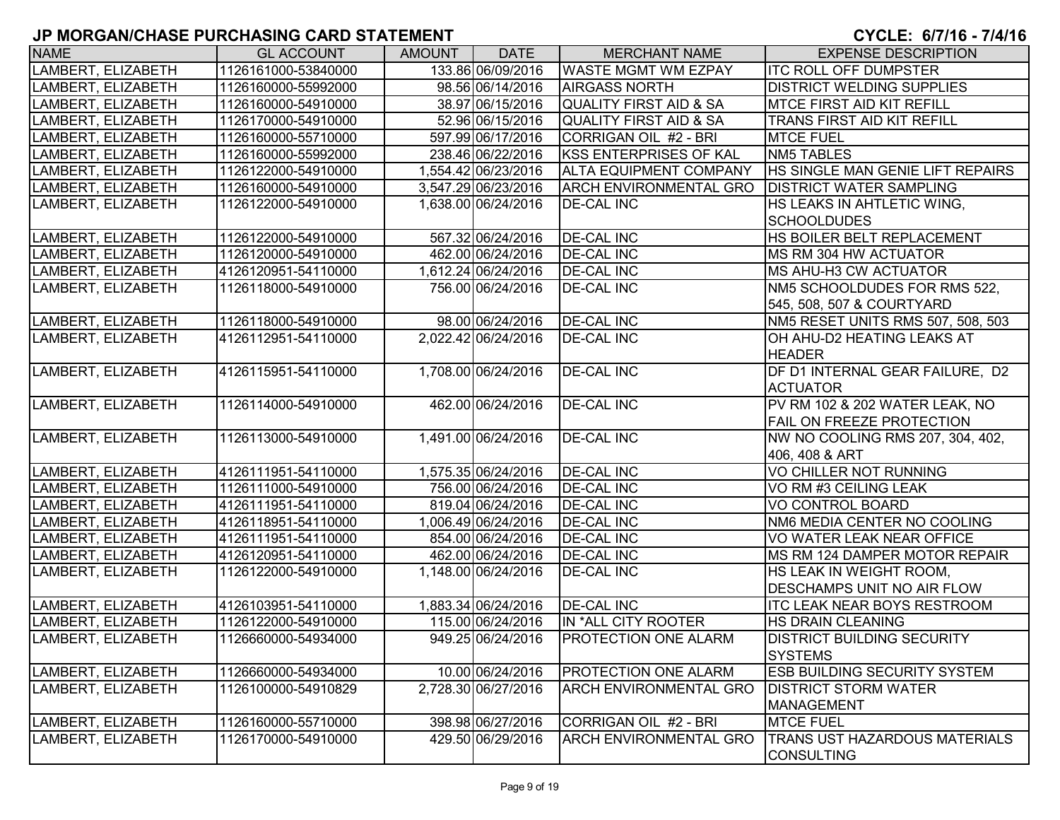# JP MORGAN/CHASE PURCHASING CARD STATEMENT

**CYCLE: 6/7/16 - 7/4/16**

| NAME | GL ACCOUNT | AMOUNT | DATE | MERCHANT NAME | EXPENSE DESCRIPTION |
|---|---|---|---|---|---|
| LAMBERT, ELIZABETH | 1126161000-53840000 | 133.86 | 06/09/2016 | WASTE MGMT WM EZPAY | ITC ROLL OFF DUMPSTER |
| LAMBERT, ELIZABETH | 1126160000-55992000 | 98.56 | 06/14/2016 | AIRGASS NORTH | DISTRICT WELDING SUPPLIES |
| LAMBERT, ELIZABETH | 1126160000-55992000 | 38.97 | 06/15/2016 | QUALITY FIRST AID & SA | MTCE FIRST AID KIT REFILL |
| LAMBERT, ELIZABETH | 1126170000-54910000 | 52.96 | 06/15/2016 | QUALITY FIRST AID & SA | TRANS FIRST AID KIT REFILL |
| LAMBERT, ELIZABETH | 1126160000-55710000 | 597.99 | 06/17/2016 | CORRIGAN OIL #2 - BRI | MTCE FUEL |
| LAMBERT, ELIZABETH | 1126160000-55992000 | 238.46 | 06/22/2016 | KSS ENTERPRISES OF KAL | NM5 TABLES |
| LAMBERT, ELIZABETH | 1126122000-54910000 | 1,554.42 | 06/23/2016 | ALTA EQUIPMENT COMPANY | HS SINGLE MAN GENIE LIFT REPAIRS |
| LAMBERT, ELIZABETH | 1126160000-54910000 | 3,547.29 | 06/23/2016 | ARCH ENVIRONMENTAL GRO | DISTRICT WATER SAMPLING |
| LAMBERT, ELIZABETH | 1126122000-54910000 | 1,638.00 | 06/24/2016 | DE-CAL INC | HS LEAKS IN AHTLETIC WING, SCHOOLDUDES |
| LAMBERT, ELIZABETH | 1126122000-54910000 | 567.32 | 06/24/2016 | DE-CAL INC | HS BOILER BELT REPLACEMENT |
| LAMBERT, ELIZABETH | 1126120000-54910000 | 462.00 | 06/24/2016 | DE-CAL INC | MS RM 304 HW ACTUATOR |
| LAMBERT, ELIZABETH | 4126120951-54110000 | 1,612.24 | 06/24/2016 | DE-CAL INC | MS AHU-H3 CW ACTUATOR |
| LAMBERT, ELIZABETH | 1126118000-54910000 | 756.00 | 06/24/2016 | DE-CAL INC | NM5 SCHOOLDUDES FOR RMS 522, 545, 508, 507 & COURTYARD |
| LAMBERT, ELIZABETH | 1126118000-54910000 | 98.00 | 06/24/2016 | DE-CAL INC | NM5 RESET UNITS RMS 507, 508, 503 |
| LAMBERT, ELIZABETH | 4126112951-54110000 | 2,022.42 | 06/24/2016 | DE-CAL INC | OH AHU-D2 HEATING LEAKS AT HEADER |
| LAMBERT, ELIZABETH | 4126115951-54110000 | 1,708.00 | 06/24/2016 | DE-CAL INC | DF D1 INTERNAL GEAR FAILURE, D2 ACTUATOR |
| LAMBERT, ELIZABETH | 1126114000-54910000 | 462.00 | 06/24/2016 | DE-CAL INC | PV RM 102 & 202 WATER LEAK, NO FAIL ON FREEZE PROTECTION |
| LAMBERT, ELIZABETH | 1126113000-54910000 | 1,491.00 | 06/24/2016 | DE-CAL INC | NW NO COOLING RMS 207, 304, 402, 406, 408 & ART |
| LAMBERT, ELIZABETH | 4126111951-54110000 | 1,575.35 | 06/24/2016 | DE-CAL INC | VO CHILLER NOT RUNNING |
| LAMBERT, ELIZABETH | 1126111000-54910000 | 756.00 | 06/24/2016 | DE-CAL INC | VO RM #3 CEILING LEAK |
| LAMBERT, ELIZABETH | 4126111951-54110000 | 819.04 | 06/24/2016 | DE-CAL INC | VO CONTROL BOARD |
| LAMBERT, ELIZABETH | 4126118951-54110000 | 1,006.49 | 06/24/2016 | DE-CAL INC | NM6 MEDIA CENTER NO COOLING |
| LAMBERT, ELIZABETH | 4126111951-54110000 | 854.00 | 06/24/2016 | DE-CAL INC | VO WATER LEAK NEAR OFFICE |
| LAMBERT, ELIZABETH | 4126120951-54110000 | 462.00 | 06/24/2016 | DE-CAL INC | MS RM 124 DAMPER MOTOR REPAIR |
| LAMBERT, ELIZABETH | 1126122000-54910000 | 1,148.00 | 06/24/2016 | DE-CAL INC | HS LEAK IN WEIGHT ROOM, DESCHAMPS UNIT NO AIR FLOW |
| LAMBERT, ELIZABETH | 4126103951-54110000 | 1,883.34 | 06/24/2016 | DE-CAL INC | ITC LEAK NEAR BOYS RESTROOM |
| LAMBERT, ELIZABETH | 1126122000-54910000 | 115.00 | 06/24/2016 | IN *ALL CITY ROOTER | HS DRAIN CLEANING |
| LAMBERT, ELIZABETH | 1126660000-54934000 | 949.25 | 06/24/2016 | PROTECTION ONE ALARM | DISTRICT BUILDING SECURITY SYSTEMS |
| LAMBERT, ELIZABETH | 1126660000-54934000 | 10.00 | 06/24/2016 | PROTECTION ONE ALARM | ESB BUILDING SECURITY SYSTEM |
| LAMBERT, ELIZABETH | 1126100000-54910829 | 2,728.30 | 06/27/2016 | ARCH ENVIRONMENTAL GRO | DISTRICT STORM WATER MANAGEMENT |
| LAMBERT, ELIZABETH | 1126160000-55710000 | 398.98 | 06/27/2016 | CORRIGAN OIL #2 - BRI | MTCE FUEL |
| LAMBERT, ELIZABETH | 1126170000-54910000 | 429.50 | 06/29/2016 | ARCH ENVIRONMENTAL GRO | TRANS UST HAZARDOUS MATERIALS CONSULTING |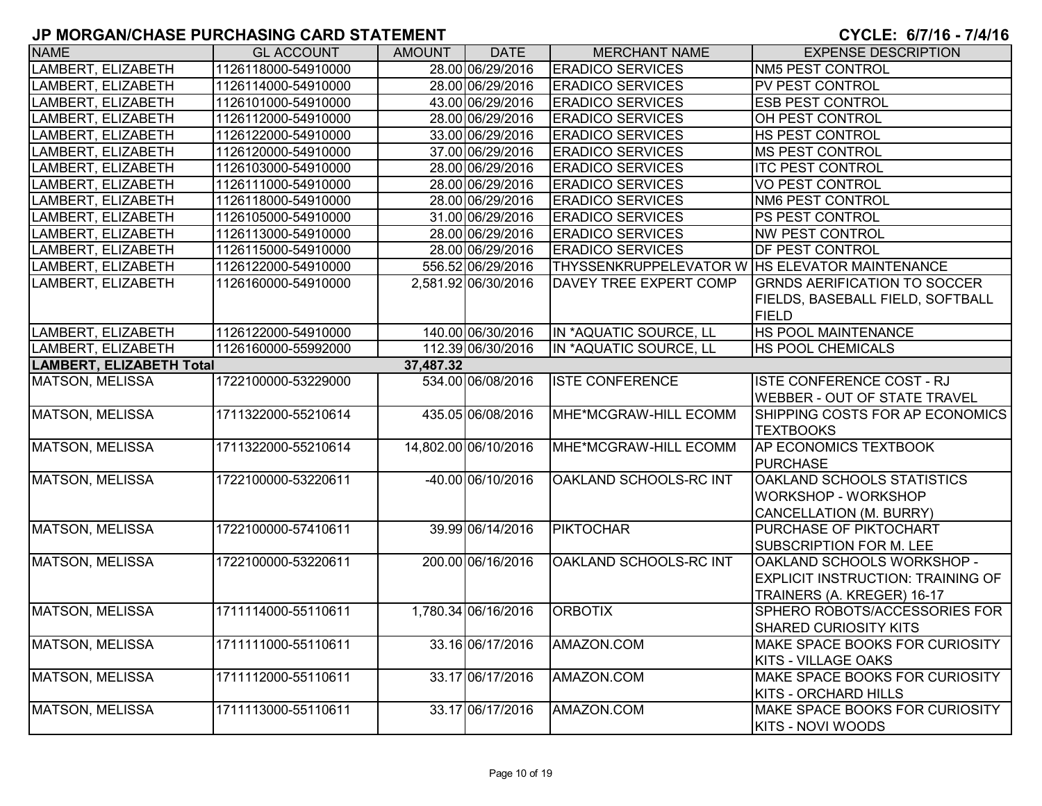# JP MORGAN/CHASE PURCHASING CARD STATEMENT

**CYCLE: 6/7/16 - 7/4/16**

| NAME | GL ACCOUNT | AMOUNT | DATE | MERCHANT NAME | EXPENSE DESCRIPTION |
|---|---|---|---|---|---|
| LAMBERT, ELIZABETH | 1126118000-54910000 | 28.00 | 06/29/2016 | ERADICO SERVICES | NM5 PEST CONTROL |
| LAMBERT, ELIZABETH | 1126114000-54910000 | 28.00 | 06/29/2016 | ERADICO SERVICES | PV PEST CONTROL |
| LAMBERT, ELIZABETH | 1126101000-54910000 | 43.00 | 06/29/2016 | ERADICO SERVICES | ESB PEST CONTROL |
| LAMBERT, ELIZABETH | 1126112000-54910000 | 28.00 | 06/29/2016 | ERADICO SERVICES | OH PEST CONTROL |
| LAMBERT, ELIZABETH | 1126122000-54910000 | 33.00 | 06/29/2016 | ERADICO SERVICES | HS PEST CONTROL |
| LAMBERT, ELIZABETH | 1126120000-54910000 | 37.00 | 06/29/2016 | ERADICO SERVICES | MS PEST CONTROL |
| LAMBERT, ELIZABETH | 1126103000-54910000 | 28.00 | 06/29/2016 | ERADICO SERVICES | ITC PEST CONTROL |
| LAMBERT, ELIZABETH | 1126111000-54910000 | 28.00 | 06/29/2016 | ERADICO SERVICES | VO PEST CONTROL |
| LAMBERT, ELIZABETH | 1126118000-54910000 | 28.00 | 06/29/2016 | ERADICO SERVICES | NM6 PEST CONTROL |
| LAMBERT, ELIZABETH | 1126105000-54910000 | 31.00 | 06/29/2016 | ERADICO SERVICES | PS PEST CONTROL |
| LAMBERT, ELIZABETH | 1126113000-54910000 | 28.00 | 06/29/2016 | ERADICO SERVICES | NW PEST CONTROL |
| LAMBERT, ELIZABETH | 1126115000-54910000 | 28.00 | 06/29/2016 | ERADICO SERVICES | DF PEST CONTROL |
| LAMBERT, ELIZABETH | 1126122000-54910000 | 556.52 | 06/29/2016 | THYSSENKRUPPELEVATOR W | HS ELEVATOR MAINTENANCE |
| LAMBERT, ELIZABETH | 1126160000-54910000 | 2,581.92 | 06/30/2016 | DAVEY TREE EXPERT COMP | GRNDS AERIFICATION TO SOCCER FIELDS, BASEBALL FIELD, SOFTBALL FIELD |
| LAMBERT, ELIZABETH | 1126122000-54910000 | 140.00 | 06/30/2016 | IN *AQUATIC SOURCE, LL | HS POOL MAINTENANCE |
| LAMBERT, ELIZABETH | 1126160000-55992000 | 112.39 | 06/30/2016 | IN *AQUATIC SOURCE, LL | HS POOL CHEMICALS |
| **LAMBERT, ELIZABETH Total** | | **37,487.32** | | | |
| MATSON, MELISSA | 1722100000-53229000 | 534.00 | 06/08/2016 | ISTE CONFERENCE | ISTE CONFERENCE COST - RJ WEBBER - OUT OF STATE TRAVEL |
| MATSON, MELISSA | 1711322000-55210614 | 435.05 | 06/08/2016 | MHE*MCGRAW-HILL ECOMM | SHIPPING COSTS FOR AP ECONOMICS TEXTBOOKS |
| MATSON, MELISSA | 1711322000-55210614 | 14,802.00 | 06/10/2016 | MHE*MCGRAW-HILL ECOMM | AP ECONOMICS TEXTBOOK PURCHASE |
| MATSON, MELISSA | 1722100000-53220611 | -40.00 | 06/10/2016 | OAKLAND SCHOOLS-RC INT | OAKLAND SCHOOLS STATISTICS WORKSHOP - WORKSHOP CANCELLATION (M. BURRY) |
| MATSON, MELISSA | 1722100000-57410611 | 39.99 | 06/14/2016 | PIKTOCHAR | PURCHASE OF PIKTOCHART SUBSCRIPTION FOR M. LEE |
| MATSON, MELISSA | 1722100000-53220611 | 200.00 | 06/16/2016 | OAKLAND SCHOOLS-RC INT | OAKLAND SCHOOLS WORKSHOP - EXPLICIT INSTRUCTION: TRAINING OF TRAINERS (A. KREGER) 16-17 |
| MATSON, MELISSA | 1711114000-55110611 | 1,780.34 | 06/16/2016 | ORBOTIX | SPHERO ROBOTS/ACCESSORIES FOR SHARED CURIOSITY KITS |
| MATSON, MELISSA | 1711111000-55110611 | 33.16 | 06/17/2016 | AMAZON.COM | MAKE SPACE BOOKS FOR CURIOSITY KITS - VILLAGE OAKS |
| MATSON, MELISSA | 1711112000-55110611 | 33.17 | 06/17/2016 | AMAZON.COM | MAKE SPACE BOOKS FOR CURIOSITY KITS - ORCHARD HILLS |
| MATSON, MELISSA | 1711113000-55110611 | 33.17 | 06/17/2016 | AMAZON.COM | MAKE SPACE BOOKS FOR CURIOSITY KITS - NOVI WOODS |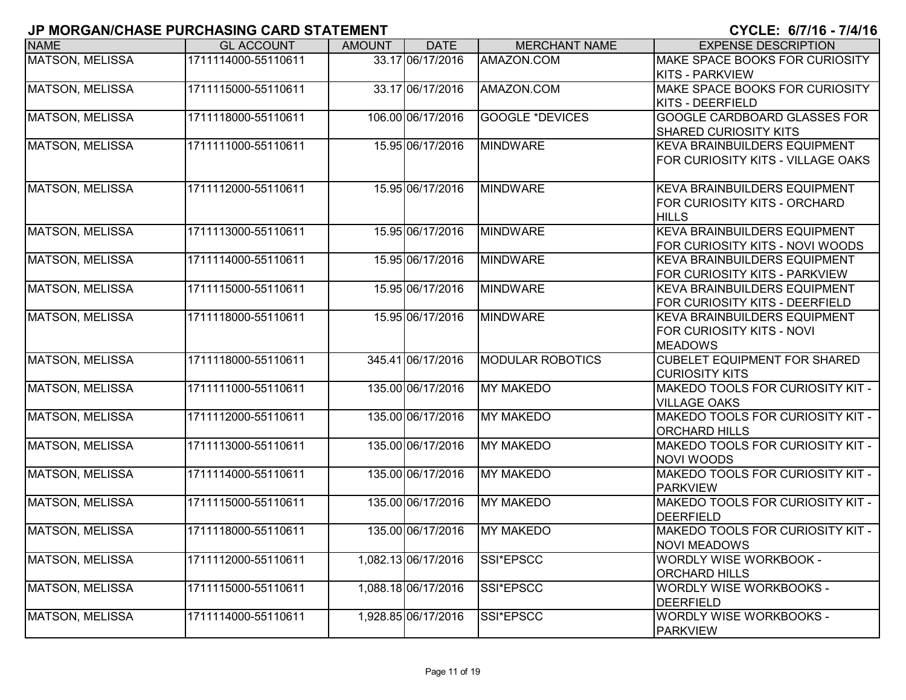## JP MORGAN/CHASE PURCHASING CARD STATEMENT

**CYCLE: 6/7/16 - 7/4/16**

| NAME | GL ACCOUNT | AMOUNT | DATE | MERCHANT NAME | EXPENSE DESCRIPTION |
|---|---|---|---|---|---|
| MATSON, MELISSA | 1711114000-55110611 | 33.17 | 06/17/2016 | AMAZON.COM | MAKE SPACE BOOKS FOR CURIOSITY KITS - PARKVIEW |
| MATSON, MELISSA | 1711115000-55110611 | 33.17 | 06/17/2016 | AMAZON.COM | MAKE SPACE BOOKS FOR CURIOSITY KITS - DEERFIELD |
| MATSON, MELISSA | 1711118000-55110611 | 106.00 | 06/17/2016 | GOOGLE *DEVICES | GOOGLE CARDBOARD GLASSES FOR SHARED CURIOSITY KITS |
| MATSON, MELISSA | 1711111000-55110611 | 15.95 | 06/17/2016 | MINDWARE | KEVA BRAINBUILDERS EQUIPMENT FOR CURIOSITY KITS - VILLAGE OAKS |
| MATSON, MELISSA | 1711112000-55110611 | 15.95 | 06/17/2016 | MINDWARE | KEVA BRAINBUILDERS EQUIPMENT FOR CURIOSITY KITS - ORCHARD HILLS |
| MATSON, MELISSA | 1711113000-55110611 | 15.95 | 06/17/2016 | MINDWARE | KEVA BRAINBUILDERS EQUIPMENT FOR CURIOSITY KITS - NOVI WOODS |
| MATSON, MELISSA | 1711114000-55110611 | 15.95 | 06/17/2016 | MINDWARE | KEVA BRAINBUILDERS EQUIPMENT FOR CURIOSITY KITS - PARKVIEW |
| MATSON, MELISSA | 1711115000-55110611 | 15.95 | 06/17/2016 | MINDWARE | KEVA BRAINBUILDERS EQUIPMENT FOR CURIOSITY KITS - DEERFIELD |
| MATSON, MELISSA | 1711118000-55110611 | 15.95 | 06/17/2016 | MINDWARE | KEVA BRAINBUILDERS EQUIPMENT FOR CURIOSITY KITS - NOVI MEADOWS |
| MATSON, MELISSA | 1711118000-55110611 | 345.41 | 06/17/2016 | MODULAR ROBOTICS | CUBELET EQUIPMENT FOR SHARED CURIOSITY KITS |
| MATSON, MELISSA | 1711111000-55110611 | 135.00 | 06/17/2016 | MY MAKEDO | MAKEDO TOOLS FOR CURIOSITY KIT - VILLAGE OAKS |
| MATSON, MELISSA | 1711112000-55110611 | 135.00 | 06/17/2016 | MY MAKEDO | MAKEDO TOOLS FOR CURIOSITY KIT - ORCHARD HILLS |
| MATSON, MELISSA | 1711113000-55110611 | 135.00 | 06/17/2016 | MY MAKEDO | MAKEDO TOOLS FOR CURIOSITY KIT - NOVI WOODS |
| MATSON, MELISSA | 1711114000-55110611 | 135.00 | 06/17/2016 | MY MAKEDO | MAKEDO TOOLS FOR CURIOSITY KIT - PARKVIEW |
| MATSON, MELISSA | 1711115000-55110611 | 135.00 | 06/17/2016 | MY MAKEDO | MAKEDO TOOLS FOR CURIOSITY KIT - DEERFIELD |
| MATSON, MELISSA | 1711118000-55110611 | 135.00 | 06/17/2016 | MY MAKEDO | MAKEDO TOOLS FOR CURIOSITY KIT - NOVI MEADOWS |
| MATSON, MELISSA | 1711112000-55110611 | 1,082.13 | 06/17/2016 | SSI*EPSCC | WORDLY WISE WORKBOOK - ORCHARD HILLS |
| MATSON, MELISSA | 1711115000-55110611 | 1,088.18 | 06/17/2016 | SSI*EPSCC | WORDLY WISE WORKBOOKS - DEERFIELD |
| MATSON, MELISSA | 1711114000-55110611 | 1,928.85 | 06/17/2016 | SSI*EPSCC | WORDLY WISE WORKBOOKS - PARKVIEW |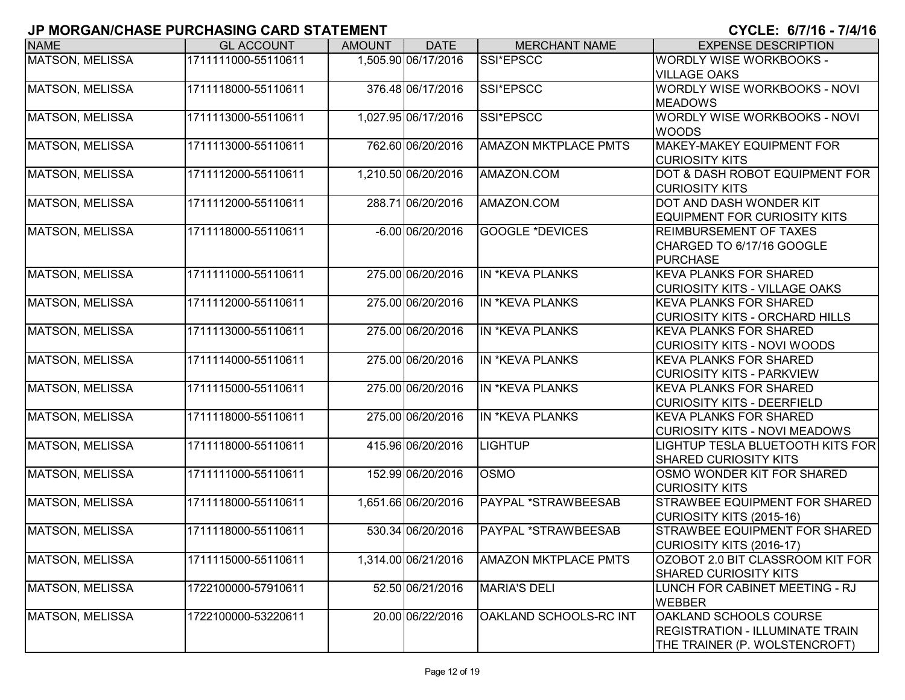## JP MORGAN/CHASE PURCHASING CARD STATEMENT

**CYCLE: 6/7/16 - 7/4/16**

| NAME | GL ACCOUNT | AMOUNT | DATE | MERCHANT NAME | EXPENSE DESCRIPTION |
|---|---|---|---|---|---|
| MATSON, MELISSA | 1711111000-55110611 | 1,505.90 | 06/17/2016 | SSI*EPSCC | WORDLY WISE WORKBOOKS - VILLAGE OAKS |
| MATSON, MELISSA | 1711118000-55110611 | 376.48 | 06/17/2016 | SSI*EPSCC | WORDLY WISE WORKBOOKS - NOVI MEADOWS |
| MATSON, MELISSA | 1711113000-55110611 | 1,027.95 | 06/17/2016 | SSI*EPSCC | WORDLY WISE WORKBOOKS - NOVI WOODS |
| MATSON, MELISSA | 1711113000-55110611 | 762.60 | 06/20/2016 | AMAZON MKTPLACE PMTS | MAKEY-MAKEY EQUIPMENT FOR CURIOSITY KITS |
| MATSON, MELISSA | 1711112000-55110611 | 1,210.50 | 06/20/2016 | AMAZON.COM | DOT & DASH ROBOT EQUIPMENT FOR CURIOSITY KITS |
| MATSON, MELISSA | 1711112000-55110611 | 288.71 | 06/20/2016 | AMAZON.COM | DOT AND DASH WONDER KIT EQUIPMENT FOR CURIOSITY KITS |
| MATSON, MELISSA | 1711118000-55110611 | -6.00 | 06/20/2016 | GOOGLE *DEVICES | REIMBURSEMENT OF TAXES CHARGED TO 6/17/16 GOOGLE PURCHASE |
| MATSON, MELISSA | 1711111000-55110611 | 275.00 | 06/20/2016 | IN *KEVA PLANKS | KEVA PLANKS FOR SHARED CURIOSITY KITS - VILLAGE OAKS |
| MATSON, MELISSA | 1711112000-55110611 | 275.00 | 06/20/2016 | IN *KEVA PLANKS | KEVA PLANKS FOR SHARED CURIOSITY KITS - ORCHARD HILLS |
| MATSON, MELISSA | 1711113000-55110611 | 275.00 | 06/20/2016 | IN *KEVA PLANKS | KEVA PLANKS FOR SHARED CURIOSITY KITS - NOVI WOODS |
| MATSON, MELISSA | 1711114000-55110611 | 275.00 | 06/20/2016 | IN *KEVA PLANKS | KEVA PLANKS FOR SHARED CURIOSITY KITS - PARKVIEW |
| MATSON, MELISSA | 1711115000-55110611 | 275.00 | 06/20/2016 | IN *KEVA PLANKS | KEVA PLANKS FOR SHARED CURIOSITY KITS - DEERFIELD |
| MATSON, MELISSA | 1711118000-55110611 | 275.00 | 06/20/2016 | IN *KEVA PLANKS | KEVA PLANKS FOR SHARED CURIOSITY KITS - NOVI MEADOWS |
| MATSON, MELISSA | 1711118000-55110611 | 415.96 | 06/20/2016 | LIGHTUP | LIGHTUP TESLA BLUETOOTH KITS FOR SHARED CURIOSITY KITS |
| MATSON, MELISSA | 1711111000-55110611 | 152.99 | 06/20/2016 | OSMO | OSMO WONDER KIT FOR SHARED CURIOSITY KITS |
| MATSON, MELISSA | 1711118000-55110611 | 1,651.66 | 06/20/2016 | PAYPAL *STRAWBEESAB | STRAWBEE EQUIPMENT FOR SHARED CURIOSITY KITS (2015-16) |
| MATSON, MELISSA | 1711118000-55110611 | 530.34 | 06/20/2016 | PAYPAL *STRAWBEESAB | STRAWBEE EQUIPMENT FOR SHARED CURIOSITY KITS (2016-17) |
| MATSON, MELISSA | 1711115000-55110611 | 1,314.00 | 06/21/2016 | AMAZON MKTPLACE PMTS | OZOBOT 2.0 BIT CLASSROOM KIT FOR SHARED CURIOSITY KITS |
| MATSON, MELISSA | 1722100000-57910611 | 52.50 | 06/21/2016 | MARIA'S DELI | LUNCH FOR CABINET MEETING - RJ WEBBER |
| MATSON, MELISSA | 1722100000-53220611 | 20.00 | 06/22/2016 | OAKLAND SCHOOLS-RC INT | OAKLAND SCHOOLS COURSE REGISTRATION - ILLUMINATE TRAIN THE TRAINER (P. WOLSTENCROFT) |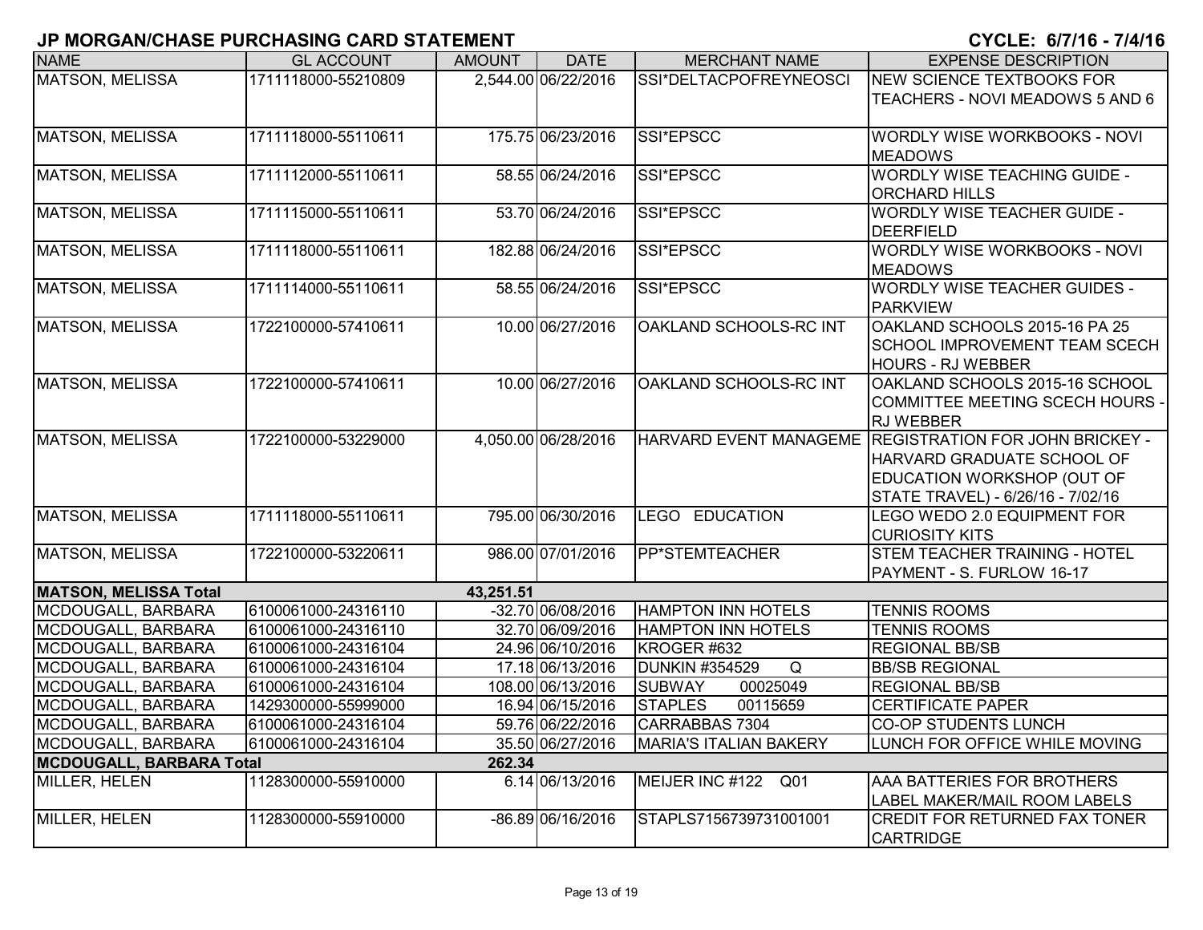# JP MORGAN/CHASE PURCHASING CARD STATEMENT

**CYCLE: 6/7/16 - 7/4/16**

| NAME | GL ACCOUNT | AMOUNT | DATE | MERCHANT NAME | EXPENSE DESCRIPTION |
|---|---|---|---|---|---|
| MATSON, MELISSA | 1711118000-55210809 | 2,544.00 | 06/22/2016 | SSI*DELTACPOFREYNEOSCI | NEW SCIENCE TEXTBOOKS FOR TEACHERS - NOVI MEADOWS 5 AND 6 |
| MATSON, MELISSA | 1711118000-55110611 | 175.75 | 06/23/2016 | SSI*EPSCC | WORDLY WISE WORKBOOKS - NOVI MEADOWS |
| MATSON, MELISSA | 1711112000-55110611 | 58.55 | 06/24/2016 | SSI*EPSCC | WORDLY WISE TEACHING GUIDE - ORCHARD HILLS |
| MATSON, MELISSA | 1711115000-55110611 | 53.70 | 06/24/2016 | SSI*EPSCC | WORDLY WISE TEACHER GUIDE - DEERFIELD |
| MATSON, MELISSA | 1711118000-55110611 | 182.88 | 06/24/2016 | SSI*EPSCC | WORDLY WISE WORKBOOKS - NOVI MEADOWS |
| MATSON, MELISSA | 1711114000-55110611 | 58.55 | 06/24/2016 | SSI*EPSCC | WORDLY WISE TEACHER GUIDES - PARKVIEW |
| MATSON, MELISSA | 1722100000-57410611 | 10.00 | 06/27/2016 | OAKLAND SCHOOLS-RC INT | OAKLAND SCHOOLS 2015-16 PA 25 SCHOOL IMPROVEMENT TEAM SCECH HOURS - RJ WEBBER |
| MATSON, MELISSA | 1722100000-57410611 | 10.00 | 06/27/2016 | OAKLAND SCHOOLS-RC INT | OAKLAND SCHOOLS 2015-16 SCHOOL COMMITTEE MEETING SCECH HOURS - RJ WEBBER |
| MATSON, MELISSA | 1722100000-53229000 | 4,050.00 | 06/28/2016 | HARVARD EVENT MANAGEME | REGISTRATION FOR JOHN BRICKEY - HARVARD GRADUATE SCHOOL OF EDUCATION WORKSHOP (OUT OF STATE TRAVEL) - 6/26/16 - 7/02/16 |
| MATSON, MELISSA | 1711118000-55110611 | 795.00 | 06/30/2016 | LEGO EDUCATION | LEGO WEDO 2.0 EQUIPMENT FOR CURIOSITY KITS |
| MATSON, MELISSA | 1722100000-53220611 | 986.00 | 07/01/2016 | PP*STEMTEACHER | STEM TEACHER TRAINING - HOTEL PAYMENT - S. FURLOW 16-17 |
| **MATSON, MELISSA Total** | | **43,251.51** | | | |
| MCDOUGALL, BARBARA | 6100061000-24316110 | -32.70 | 06/08/2016 | HAMPTON INN HOTELS | TENNIS ROOMS |
| MCDOUGALL, BARBARA | 6100061000-24316110 | 32.70 | 06/09/2016 | HAMPTON INN HOTELS | TENNIS ROOMS |
| MCDOUGALL, BARBARA | 6100061000-24316104 | 24.96 | 06/10/2016 | KROGER #632 | REGIONAL BB/SB |
| MCDOUGALL, BARBARA | 6100061000-24316104 | 17.18 | 06/13/2016 | DUNKIN #354529 Q | BB/SB REGIONAL |
| MCDOUGALL, BARBARA | 6100061000-24316104 | 108.00 | 06/13/2016 | SUBWAY 00025049 | REGIONAL BB/SB |
| MCDOUGALL, BARBARA | 1429300000-55999000 | 16.94 | 06/15/2016 | STAPLES 00115659 | CERTIFICATE PAPER |
| MCDOUGALL, BARBARA | 6100061000-24316104 | 59.76 | 06/22/2016 | CARRABBAS 7304 | CO-OP STUDENTS LUNCH |
| MCDOUGALL, BARBARA | 6100061000-24316104 | 35.50 | 06/27/2016 | MARIA'S ITALIAN BAKERY | LUNCH FOR OFFICE WHILE MOVING |
| **MCDOUGALL, BARBARA Total** | | **262.34** | | | |
| MILLER, HELEN | 1128300000-55910000 | 6.14 | 06/13/2016 | MEIJER INC #122 Q01 | AAA BATTERIES FOR BROTHERS LABEL MAKER/MAIL ROOM LABELS |
| MILLER, HELEN | 1128300000-55910000 | -86.89 | 06/16/2016 | STAPLS7156739731001001 | CREDIT FOR RETURNED FAX TONER CARTRIDGE |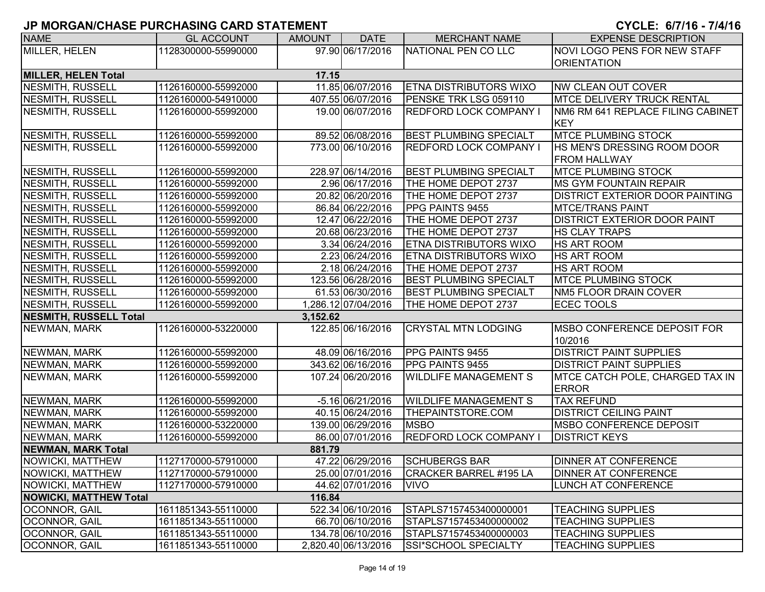# JP MORGAN/CHASE PURCHASING CARD STATEMENT

**CYCLE: 6/7/16 - 7/4/16**

| NAME | GL ACCOUNT | AMOUNT | DATE | MERCHANT NAME | EXPENSE DESCRIPTION |
|---|---|---|---|---|---|
| MILLER, HELEN | 1128300000-55990000 | 97.90 | 06/17/2016 | NATIONAL PEN CO LLC | NOVI LOGO PENS FOR NEW STAFF ORIENTATION |
| **MILLER, HELEN Total** | | **17.15** | | | |
| NESMITH, RUSSELL | 1126160000-55992000 | 11.85 | 06/07/2016 | ETNA DISTRIBUTORS WIXO | NW CLEAN OUT COVER |
| NESMITH, RUSSELL | 1126160000-54910000 | 407.55 | 06/07/2016 | PENSKE TRK LSG 059110 | MTCE DELIVERY TRUCK RENTAL |
| NESMITH, RUSSELL | 1126160000-55992000 | 19.00 | 06/07/2016 | REDFORD LOCK COMPANY I | NM6 RM 641 REPLACE FILING CABINET KEY |
| NESMITH, RUSSELL | 1126160000-55992000 | 89.52 | 06/08/2016 | BEST PLUMBING SPECIALT | MTCE PLUMBING STOCK |
| NESMITH, RUSSELL | 1126160000-55992000 | 773.00 | 06/10/2016 | REDFORD LOCK COMPANY I | HS MEN'S DRESSING ROOM DOOR FROM HALLWAY |
| NESMITH, RUSSELL | 1126160000-55992000 | 228.97 | 06/14/2016 | BEST PLUMBING SPECIALT | MTCE PLUMBING STOCK |
| NESMITH, RUSSELL | 1126160000-55992000 | 2.96 | 06/17/2016 | THE HOME DEPOT 2737 | MS GYM FOUNTAIN REPAIR |
| NESMITH, RUSSELL | 1126160000-55992000 | 20.82 | 06/20/2016 | THE HOME DEPOT 2737 | DISTRICT EXTERIOR DOOR PAINTING |
| NESMITH, RUSSELL | 1126160000-55992000 | 86.84 | 06/22/2016 | PPG PAINTS 9455 | MTCE/TRANS PAINT |
| NESMITH, RUSSELL | 1126160000-55992000 | 12.47 | 06/22/2016 | THE HOME DEPOT 2737 | DISTRICT EXTERIOR DOOR PAINT |
| NESMITH, RUSSELL | 1126160000-55992000 | 20.68 | 06/23/2016 | THE HOME DEPOT 2737 | HS CLAY TRAPS |
| NESMITH, RUSSELL | 1126160000-55992000 | 3.34 | 06/24/2016 | ETNA DISTRIBUTORS WIXO | HS ART ROOM |
| NESMITH, RUSSELL | 1126160000-55992000 | 2.23 | 06/24/2016 | ETNA DISTRIBUTORS WIXO | HS ART ROOM |
| NESMITH, RUSSELL | 1126160000-55992000 | 2.18 | 06/24/2016 | THE HOME DEPOT 2737 | HS ART ROOM |
| NESMITH, RUSSELL | 1126160000-55992000 | 123.56 | 06/28/2016 | BEST PLUMBING SPECIALT | MTCE PLUMBING STOCK |
| NESMITH, RUSSELL | 1126160000-55992000 | 61.53 | 06/30/2016 | BEST PLUMBING SPECIALT | NM5 FLOOR DRAIN COVER |
| NESMITH, RUSSELL | 1126160000-55992000 | 1,286.12 | 07/04/2016 | THE HOME DEPOT 2737 | ECEC TOOLS |
| **NESMITH, RUSSELL Total** | | **3,152.62** | | | |
| NEWMAN, MARK | 1126160000-53220000 | 122.85 | 06/16/2016 | CRYSTAL MTN LODGING | MSBO CONFERENCE DEPOSIT FOR 10/2016 |
| NEWMAN, MARK | 1126160000-55992000 | 48.09 | 06/16/2016 | PPG PAINTS 9455 | DISTRICT PAINT SUPPLIES |
| NEWMAN, MARK | 1126160000-55992000 | 343.62 | 06/16/2016 | PPG PAINTS 9455 | DISTRICT PAINT SUPPLIES |
| NEWMAN, MARK | 1126160000-55992000 | 107.24 | 06/20/2016 | WILDLIFE MANAGEMENT S | MTCE CATCH POLE, CHARGED TAX IN ERROR |
| NEWMAN, MARK | 1126160000-55992000 | -5.16 | 06/21/2016 | WILDLIFE MANAGEMENT S | TAX REFUND |
| NEWMAN, MARK | 1126160000-55992000 | 40.15 | 06/24/2016 | THEPAINTSTORE.COM | DISTRICT CEILING PAINT |
| NEWMAN, MARK | 1126160000-53220000 | 139.00 | 06/29/2016 | MSBO | MSBO CONFERENCE DEPOSIT |
| NEWMAN, MARK | 1126160000-55992000 | 86.00 | 07/01/2016 | REDFORD LOCK COMPANY I | DISTRICT KEYS |
| **NEWMAN, MARK Total** | | **881.79** | | | |
| NOWICKI, MATTHEW | 1127170000-57910000 | 47.22 | 06/29/2016 | SCHUBERGS BAR | DINNER AT CONFERENCE |
| NOWICKI, MATTHEW | 1127170000-57910000 | 25.00 | 07/01/2016 | CRACKER BARREL #195 LA | DINNER AT CONFERENCE |
| NOWICKI, MATTHEW | 1127170000-57910000 | 44.62 | 07/01/2016 | VIVO | LUNCH AT CONFERENCE |
| **NOWICKI, MATTHEW Total** | | **116.84** | | | |
| OCONNOR, GAIL | 1611851343-55110000 | 522.34 | 06/10/2016 | STAPLS7157453400000001 | TEACHING SUPPLIES |
| OCONNOR, GAIL | 1611851343-55110000 | 66.70 | 06/10/2016 | STAPLS7157453400000002 | TEACHING SUPPLIES |
| OCONNOR, GAIL | 1611851343-55110000 | 134.78 | 06/10/2016 | STAPLS7157453400000003 | TEACHING SUPPLIES |
| OCONNOR, GAIL | 1611851343-55110000 | 2,820.40 | 06/13/2016 | SSI*SCHOOL SPECIALTY | TEACHING SUPPLIES |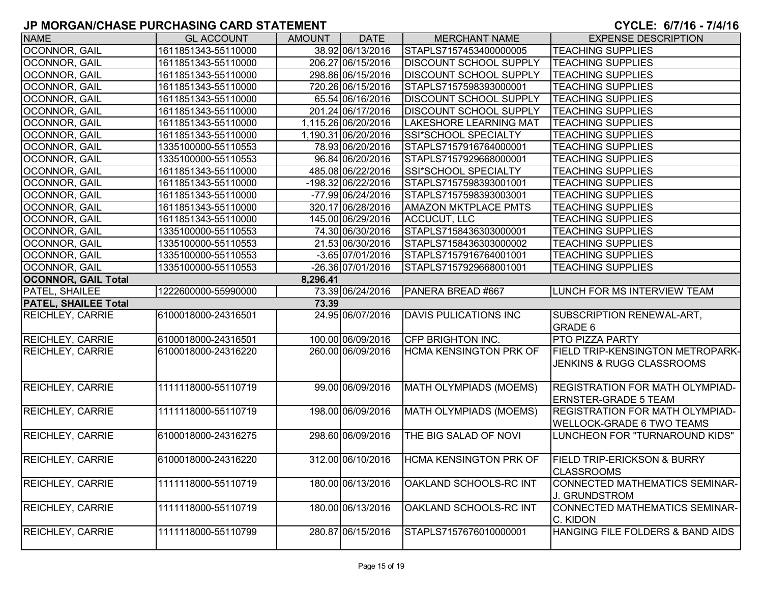# JP MORGAN/CHASE PURCHASING CARD STATEMENT

**CYCLE: 6/7/16 - 7/4/16**

| NAME | GL ACCOUNT | AMOUNT | DATE | MERCHANT NAME | EXPENSE DESCRIPTION |
|---|---|---|---|---|---|
| OCONNOR, GAIL | 1611851343-55110000 | 38.92 | 06/13/2016 | STAPLS7157453400000005 | TEACHING SUPPLIES |
| OCONNOR, GAIL | 1611851343-55110000 | 206.27 | 06/15/2016 | DISCOUNT SCHOOL SUPPLY | TEACHING SUPPLIES |
| OCONNOR, GAIL | 1611851343-55110000 | 298.86 | 06/15/2016 | DISCOUNT SCHOOL SUPPLY | TEACHING SUPPLIES |
| OCONNOR, GAIL | 1611851343-55110000 | 720.26 | 06/15/2016 | STAPLS7157598393000001 | TEACHING SUPPLIES |
| OCONNOR, GAIL | 1611851343-55110000 | 65.54 | 06/16/2016 | DISCOUNT SCHOOL SUPPLY | TEACHING SUPPLIES |
| OCONNOR, GAIL | 1611851343-55110000 | 201.24 | 06/17/2016 | DISCOUNT SCHOOL SUPPLY | TEACHING SUPPLIES |
| OCONNOR, GAIL | 1611851343-55110000 | 1,115.26 | 06/20/2016 | LAKESHORE LEARNING MAT | TEACHING SUPPLIES |
| OCONNOR, GAIL | 1611851343-55110000 | 1,190.31 | 06/20/2016 | SSI*SCHOOL SPECIALTY | TEACHING SUPPLIES |
| OCONNOR, GAIL | 1335100000-55110553 | 78.93 | 06/20/2016 | STAPLS7157916764000001 | TEACHING SUPPLIES |
| OCONNOR, GAIL | 1335100000-55110553 | 96.84 | 06/20/2016 | STAPLS7157929668000001 | TEACHING SUPPLIES |
| OCONNOR, GAIL | 1611851343-55110000 | 485.08 | 06/22/2016 | SSI*SCHOOL SPECIALTY | TEACHING SUPPLIES |
| OCONNOR, GAIL | 1611851343-55110000 | -198.32 | 06/22/2016 | STAPLS7157598393001001 | TEACHING SUPPLIES |
| OCONNOR, GAIL | 1611851343-55110000 | -77.99 | 06/24/2016 | STAPLS7157598393003001 | TEACHING SUPPLIES |
| OCONNOR, GAIL | 1611851343-55110000 | 320.17 | 06/28/2016 | AMAZON MKTPLACE PMTS | TEACHING SUPPLIES |
| OCONNOR, GAIL | 1611851343-55110000 | 145.00 | 06/29/2016 | ACCUCUT, LLC | TEACHING SUPPLIES |
| OCONNOR, GAIL | 1335100000-55110553 | 74.30 | 06/30/2016 | STAPLS7158436303000001 | TEACHING SUPPLIES |
| OCONNOR, GAIL | 1335100000-55110553 | 21.53 | 06/30/2016 | STAPLS7158436303000002 | TEACHING SUPPLIES |
| OCONNOR, GAIL | 1335100000-55110553 | -3.65 | 07/01/2016 | STAPLS7157916764001001 | TEACHING SUPPLIES |
| OCONNOR, GAIL | 1335100000-55110553 | -26.36 | 07/01/2016 | STAPLS7157929668001001 | TEACHING SUPPLIES |
| **OCONNOR, GAIL Total** | | **8,296.41** | | | |
| PATEL, SHAILEE | 1222600000-55990000 | 73.39 | 06/24/2016 | PANERA BREAD #667 | LUNCH FOR MS INTERVIEW TEAM |
| **PATEL, SHAILEE Total** | | **73.39** | | | |
| REICHLEY, CARRIE | 6100018000-24316501 | 24.95 | 06/07/2016 | DAVIS PULICATIONS INC | SUBSCRIPTION RENEWAL-ART, GRADE 6 |
| REICHLEY, CARRIE | 6100018000-24316501 | 100.00 | 06/09/2016 | CFP BRIGHTON INC. | PTO PIZZA PARTY |
| REICHLEY, CARRIE | 6100018000-24316220 | 260.00 | 06/09/2016 | HCMA KENSINGTON PRK OF | FIELD TRIP-KENSINGTON METROPARK-JENKINS & RUGG CLASSROOMS |
| REICHLEY, CARRIE | 1111118000-55110719 | 99.00 | 06/09/2016 | MATH OLYMPIADS (MOEMS) | REGISTRATION FOR MATH OLYMPIAD-ERNSTER-GRADE 5 TEAM |
| REICHLEY, CARRIE | 1111118000-55110719 | 198.00 | 06/09/2016 | MATH OLYMPIADS (MOEMS) | REGISTRATION FOR MATH OLYMPIAD-WELLOCK-GRADE 6 TWO TEAMS |
| REICHLEY, CARRIE | 6100018000-24316275 | 298.60 | 06/09/2016 | THE BIG SALAD OF NOVI | LUNCHEON FOR "TURNAROUND KIDS" |
| REICHLEY, CARRIE | 6100018000-24316220 | 312.00 | 06/10/2016 | HCMA KENSINGTON PRK OF | FIELD TRIP-ERICKSON & BURRY CLASSROOMS |
| REICHLEY, CARRIE | 1111118000-55110719 | 180.00 | 06/13/2016 | OAKLAND SCHOOLS-RC INT | CONNECTED MATHEMATICS SEMINAR-J. GRUNDSTROM |
| REICHLEY, CARRIE | 1111118000-55110719 | 180.00 | 06/13/2016 | OAKLAND SCHOOLS-RC INT | CONNECTED MATHEMATICS SEMINAR-C. KIDON |
| REICHLEY, CARRIE | 1111118000-55110799 | 280.87 | 06/15/2016 | STAPLS7157676010000001 | HANGING FILE FOLDERS & BAND AIDS |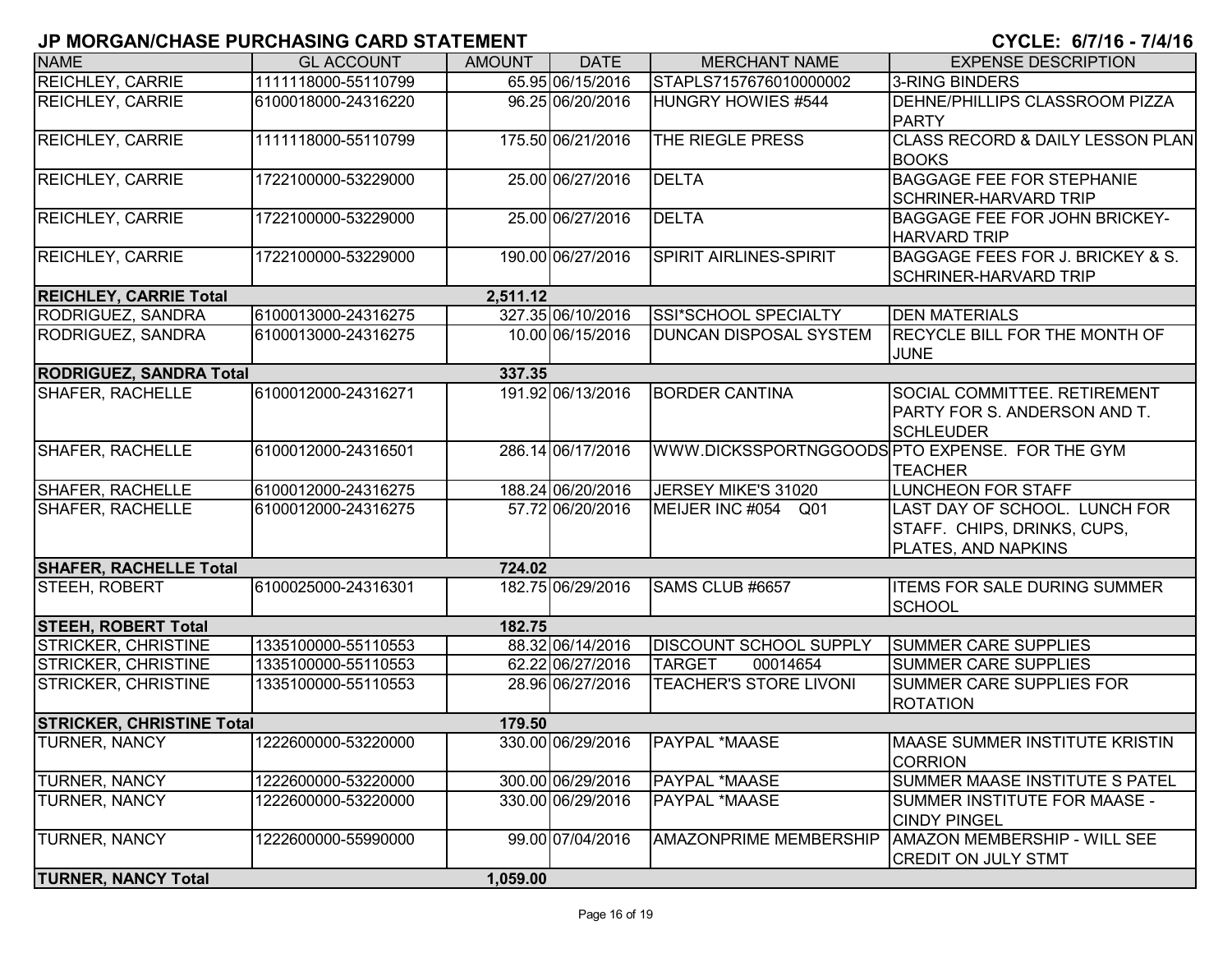# JP MORGAN/CHASE PURCHASING CARD STATEMENT

**CYCLE: 6/7/16 - 7/4/16**

| NAME | GL ACCOUNT | AMOUNT | DATE | MERCHANT NAME | EXPENSE DESCRIPTION |
|---|---|---|---|---|---|
| REICHLEY, CARRIE | 1111118000-55110799 | 65.95 | 06/15/2016 | STAPLS7157676010000002 | 3-RING BINDERS |
| REICHLEY, CARRIE | 6100018000-24316220 | 96.25 | 06/20/2016 | HUNGRY HOWIES #544 | DEHNE/PHILLIPS CLASSROOM PIZZA PARTY |
| REICHLEY, CARRIE | 1111118000-55110799 | 175.50 | 06/21/2016 | THE RIEGLE PRESS | CLASS RECORD & DAILY LESSON PLAN BOOKS |
| REICHLEY, CARRIE | 1722100000-53229000 | 25.00 | 06/27/2016 | DELTA | BAGGAGE FEE FOR STEPHANIE SCHRINER-HARVARD TRIP |
| REICHLEY, CARRIE | 1722100000-53229000 | 25.00 | 06/27/2016 | DELTA | BAGGAGE FEE FOR JOHN BRICKEY-HARVARD TRIP |
| REICHLEY, CARRIE | 1722100000-53229000 | 190.00 | 06/27/2016 | SPIRIT AIRLINES-SPIRIT | BAGGAGE FEES FOR J. BRICKEY & S. SCHRINER-HARVARD TRIP |
| **REICHLEY, CARRIE Total** | | **2,511.12** | | | |
| RODRIGUEZ, SANDRA | 6100013000-24316275 | 327.35 | 06/10/2016 | SSI*SCHOOL SPECIALTY | DEN MATERIALS |
| RODRIGUEZ, SANDRA | 6100013000-24316275 | 10.00 | 06/15/2016 | DUNCAN DISPOSAL SYSTEM | RECYCLE BILL FOR THE MONTH OF JUNE |
| **RODRIGUEZ, SANDRA Total** | | **337.35** | | | |
| SHAFER, RACHELLE | 6100012000-24316271 | 191.92 | 06/13/2016 | BORDER CANTINA | SOCIAL COMMITTEE. RETIREMENT PARTY FOR S. ANDERSON AND T. SCHLEUDER |
| SHAFER, RACHELLE | 6100012000-24316501 | 286.14 | 06/17/2016 | WWW.DICKSSPORTNGGOODS | PTO EXPENSE. FOR THE GYM TEACHER |
| SHAFER, RACHELLE | 6100012000-24316275 | 188.24 | 06/20/2016 | JERSEY MIKE'S 31020 | LUNCHEON FOR STAFF |
| SHAFER, RACHELLE | 6100012000-24316275 | 57.72 | 06/20/2016 | MEIJER INC #054 Q01 | LAST DAY OF SCHOOL. LUNCH FOR STAFF. CHIPS, DRINKS, CUPS, PLATES, AND NAPKINS |
| **SHAFER, RACHELLE Total** | | **724.02** | | | |
| STEEH, ROBERT | 6100025000-24316301 | 182.75 | 06/29/2016 | SAMS CLUB #6657 | ITEMS FOR SALE DURING SUMMER SCHOOL |
| **STEEH, ROBERT Total** | | **182.75** | | | |
| STRICKER, CHRISTINE | 1335100000-55110553 | 88.32 | 06/14/2016 | DISCOUNT SCHOOL SUPPLY | SUMMER CARE SUPPLIES |
| STRICKER, CHRISTINE | 1335100000-55110553 | 62.22 | 06/27/2016 | TARGET 00014654 | SUMMER CARE SUPPLIES |
| STRICKER, CHRISTINE | 1335100000-55110553 | 28.96 | 06/27/2016 | TEACHER'S STORE LIVONI | SUMMER CARE SUPPLIES FOR ROTATION |
| **STRICKER, CHRISTINE Total** | | **179.50** | | | |
| TURNER, NANCY | 1222600000-53220000 | 330.00 | 06/29/2016 | PAYPAL *MAASE | MAASE SUMMER INSTITUTE KRISTIN CORRION |
| TURNER, NANCY | 1222600000-53220000 | 300.00 | 06/29/2016 | PAYPAL *MAASE | SUMMER MAASE INSTITUTE S PATEL |
| TURNER, NANCY | 1222600000-53220000 | 330.00 | 06/29/2016 | PAYPAL *MAASE | SUMMER INSTITUTE FOR MAASE - CINDY PINGEL |
| TURNER, NANCY | 1222600000-55990000 | 99.00 | 07/04/2016 | AMAZONPRIME MEMBERSHIP | AMAZON MEMBERSHIP - WILL SEE CREDIT ON JULY STMT |
| **TURNER, NANCY Total** | | **1,059.00** | | | |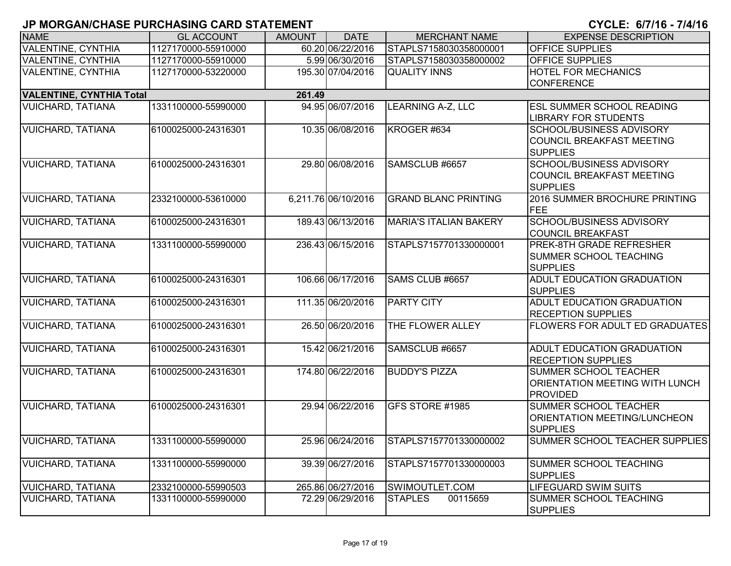## JP MORGAN/CHASE PURCHASING CARD STATEMENT

**CYCLE: 6/7/16 - 7/4/16**

| NAME | GL ACCOUNT | AMOUNT | DATE | MERCHANT NAME | EXPENSE DESCRIPTION |
|---|---|---|---|---|---|
| VALENTINE, CYNTHIA | 1127170000-55910000 | 60.20 | 06/22/2016 | STAPLS7158030358000001 | OFFICE SUPPLIES |
| VALENTINE, CYNTHIA | 1127170000-55910000 | 5.99 | 06/30/2016 | STAPLS7158030358000002 | OFFICE SUPPLIES |
| VALENTINE, CYNTHIA | 1127170000-53220000 | 195.30 | 07/04/2016 | QUALITY INNS | HOTEL FOR MECHANICS CONFERENCE |
| **VALENTINE, CYNTHIA Total** | | **261.49** | | | |
| VUICHARD, TATIANA | 1331100000-55990000 | 94.95 | 06/07/2016 | LEARNING A-Z, LLC | ESL SUMMER SCHOOL READING LIBRARY FOR STUDENTS |
| VUICHARD, TATIANA | 6100025000-24316301 | 10.35 | 06/08/2016 | KROGER #634 | SCHOOL/BUSINESS ADVISORY COUNCIL BREAKFAST MEETING SUPPLIES |
| VUICHARD, TATIANA | 6100025000-24316301 | 29.80 | 06/08/2016 | SAMSCLUB #6657 | SCHOOL/BUSINESS ADVISORY COUNCIL BREAKFAST MEETING SUPPLIES |
| VUICHARD, TATIANA | 2332100000-53610000 | 6,211.76 | 06/10/2016 | GRAND BLANC PRINTING | 2016 SUMMER BROCHURE PRINTING FEE |
| VUICHARD, TATIANA | 6100025000-24316301 | 189.43 | 06/13/2016 | MARIA'S ITALIAN BAKERY | SCHOOL/BUSINESS ADVISORY COUNCIL BREAKFAST |
| VUICHARD, TATIANA | 1331100000-55990000 | 236.43 | 06/15/2016 | STAPLS7157701330000001 | PREK-8TH GRADE REFRESHER SUMMER SCHOOL TEACHING SUPPLIES |
| VUICHARD, TATIANA | 6100025000-24316301 | 106.66 | 06/17/2016 | SAMS CLUB #6657 | ADULT EDUCATION GRADUATION SUPPLIES |
| VUICHARD, TATIANA | 6100025000-24316301 | 111.35 | 06/20/2016 | PARTY CITY | ADULT EDUCATION GRADUATION RECEPTION SUPPLIES |
| VUICHARD, TATIANA | 6100025000-24316301 | 26.50 | 06/20/2016 | THE FLOWER ALLEY | FLOWERS FOR ADULT ED GRADUATES |
| VUICHARD, TATIANA | 6100025000-24316301 | 15.42 | 06/21/2016 | SAMSCLUB #6657 | ADULT EDUCATION GRADUATION RECEPTION SUPPLIES |
| VUICHARD, TATIANA | 6100025000-24316301 | 174.80 | 06/22/2016 | BUDDY'S PIZZA | SUMMER SCHOOL TEACHER ORIENTATION MEETING WITH LUNCH PROVIDED |
| VUICHARD, TATIANA | 6100025000-24316301 | 29.94 | 06/22/2016 | GFS STORE #1985 | SUMMER SCHOOL TEACHER ORIENTATION MEETING/LUNCHEON SUPPLIES |
| VUICHARD, TATIANA | 1331100000-55990000 | 25.96 | 06/24/2016 | STAPLS7157701330000002 | SUMMER SCHOOL TEACHER SUPPLIES |
| VUICHARD, TATIANA | 1331100000-55990000 | 39.39 | 06/27/2016 | STAPLS7157701330000003 | SUMMER SCHOOL TEACHING SUPPLIES |
| VUICHARD, TATIANA | 2332100000-55990503 | 265.86 | 06/27/2016 | SWIMOUTLET.COM | LIFEGUARD SWIM SUITS |
| VUICHARD, TATIANA | 1331100000-55990000 | 72.29 | 06/29/2016 | STAPLES 00115659 | SUMMER SCHOOL TEACHING SUPPLIES |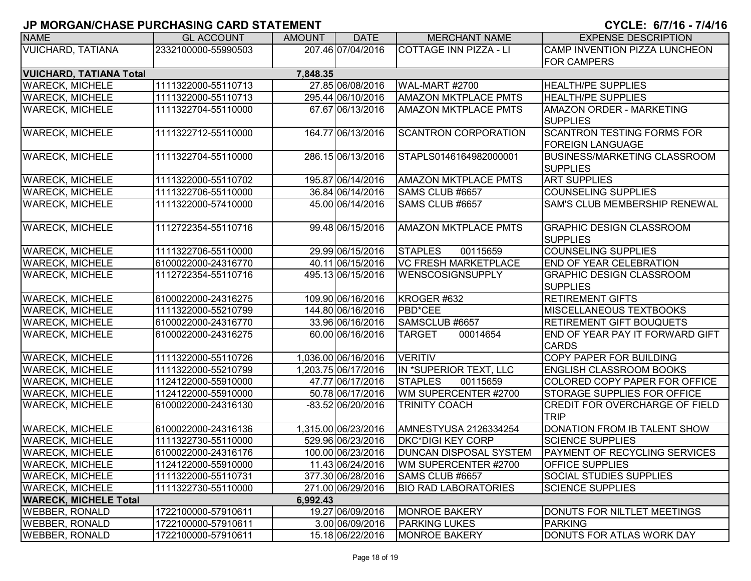# JP MORGAN/CHASE PURCHASING CARD STATEMENT

**CYCLE: 6/7/16 - 7/4/16**

| NAME | GL ACCOUNT | AMOUNT | DATE | MERCHANT NAME | EXPENSE DESCRIPTION |
|---|---|---|---|---|---|
| VUICHARD, TATIANA | 2332100000-55990503 | 207.46 | 07/04/2016 | COTTAGE INN PIZZA - LI | CAMP INVENTION PIZZA LUNCHEON FOR CAMPERS |
| **VUICHARD, TATIANA Total** | | **7,848.35** | | | |
| WARECK, MICHELE | 1111322000-55110713 | 27.85 | 06/08/2016 | WAL-MART #2700 | HEALTH/PE SUPPLIES |
| WARECK, MICHELE | 1111322000-55110713 | 295.44 | 06/10/2016 | AMAZON MKTPLACE PMTS | HEALTH/PE SUPPLIES |
| WARECK, MICHELE | 1111322704-55110000 | 67.67 | 06/13/2016 | AMAZON MKTPLACE PMTS | AMAZON ORDER - MARKETING SUPPLIES |
| WARECK, MICHELE | 1111322712-55110000 | 164.77 | 06/13/2016 | SCANTRON CORPORATION | SCANTRON TESTING FORMS FOR FOREIGN LANGUAGE |
| WARECK, MICHELE | 1111322704-55110000 | 286.15 | 06/13/2016 | STAPLS0146164982000001 | BUSINESS/MARKETING CLASSROOM SUPPLIES |
| WARECK, MICHELE | 1111322000-55110702 | 195.87 | 06/14/2016 | AMAZON MKTPLACE PMTS | ART SUPPLIES |
| WARECK, MICHELE | 1111322706-55110000 | 36.84 | 06/14/2016 | SAMS CLUB #6657 | COUNSELING SUPPLIES |
| WARECK, MICHELE | 1111322000-57410000 | 45.00 | 06/14/2016 | SAMS CLUB #6657 | SAM'S CLUB MEMBERSHIP RENEWAL |
| WARECK, MICHELE | 1112722354-55110716 | 99.48 | 06/15/2016 | AMAZON MKTPLACE PMTS | GRAPHIC DESIGN CLASSROOM SUPPLIES |
| WARECK, MICHELE | 1111322706-55110000 | 29.99 | 06/15/2016 | STAPLES 00115659 | COUNSELING SUPPLIES |
| WARECK, MICHELE | 6100022000-24316770 | 40.11 | 06/15/2016 | VC FRESH MARKETPLACE | END OF YEAR CELEBRATION |
| WARECK, MICHELE | 1112722354-55110716 | 495.13 | 06/15/2016 | WENSCOSIGNSUPPLY | GRAPHIC DESIGN CLASSROOM SUPPLIES |
| WARECK, MICHELE | 6100022000-24316275 | 109.90 | 06/16/2016 | KROGER #632 | RETIREMENT GIFTS |
| WARECK, MICHELE | 1111322000-55210799 | 144.80 | 06/16/2016 | PBD*CEE | MISCELLANEOUS TEXTBOOKS |
| WARECK, MICHELE | 6100022000-24316770 | 33.96 | 06/16/2016 | SAMSCLUB #6657 | RETIREMENT GIFT BOUQUETS |
| WARECK, MICHELE | 6100022000-24316275 | 60.00 | 06/16/2016 | TARGET 00014654 | END OF YEAR PAY IT FORWARD GIFT CARDS |
| WARECK, MICHELE | 1111322000-55110726 | 1,036.00 | 06/16/2016 | VERITIV | COPY PAPER FOR BUILDING |
| WARECK, MICHELE | 1111322000-55210799 | 1,203.75 | 06/17/2016 | IN *SUPERIOR TEXT, LLC | ENGLISH CLASSROOM BOOKS |
| WARECK, MICHELE | 1124122000-55910000 | 47.77 | 06/17/2016 | STAPLES 00115659 | COLORED COPY PAPER FOR OFFICE |
| WARECK, MICHELE | 1124122000-55910000 | 50.78 | 06/17/2016 | WM SUPERCENTER #2700 | STORAGE SUPPLIES FOR OFFICE |
| WARECK, MICHELE | 6100022000-24316130 | -83.52 | 06/20/2016 | TRINITY COACH | CREDIT FOR OVERCHARGE OF FIELD TRIP |
| WARECK, MICHELE | 6100022000-24316136 | 1,315.00 | 06/23/2016 | AMNESTYUSA 2126334254 | DONATION FROM IB TALENT SHOW |
| WARECK, MICHELE | 1111322730-55110000 | 529.96 | 06/23/2016 | DKC*DIGI KEY CORP | SCIENCE SUPPLIES |
| WARECK, MICHELE | 6100022000-24316176 | 100.00 | 06/23/2016 | DUNCAN DISPOSAL SYSTEM | PAYMENT OF RECYCLING SERVICES |
| WARECK, MICHELE | 1124122000-55910000 | 11.43 | 06/24/2016 | WM SUPERCENTER #2700 | OFFICE SUPPLIES |
| WARECK, MICHELE | 1111322000-55110731 | 377.30 | 06/28/2016 | SAMS CLUB #6657 | SOCIAL STUDIES SUPPLIES |
| WARECK, MICHELE | 1111322730-55110000 | 271.00 | 06/29/2016 | BIO RAD LABORATORIES | SCIENCE SUPPLIES |
| **WARECK, MICHELE Total** | | **6,992.43** | | | |
| WEBBER, RONALD | 1722100000-57910611 | 19.27 | 06/09/2016 | MONROE BAKERY | DONUTS FOR NILTLET MEETINGS |
| WEBBER, RONALD | 1722100000-57910611 | 3.00 | 06/09/2016 | PARKING LUKES | PARKING |
| WEBBER, RONALD | 1722100000-57910611 | 15.18 | 06/22/2016 | MONROE BAKERY | DONUTS FOR ATLAS WORK DAY |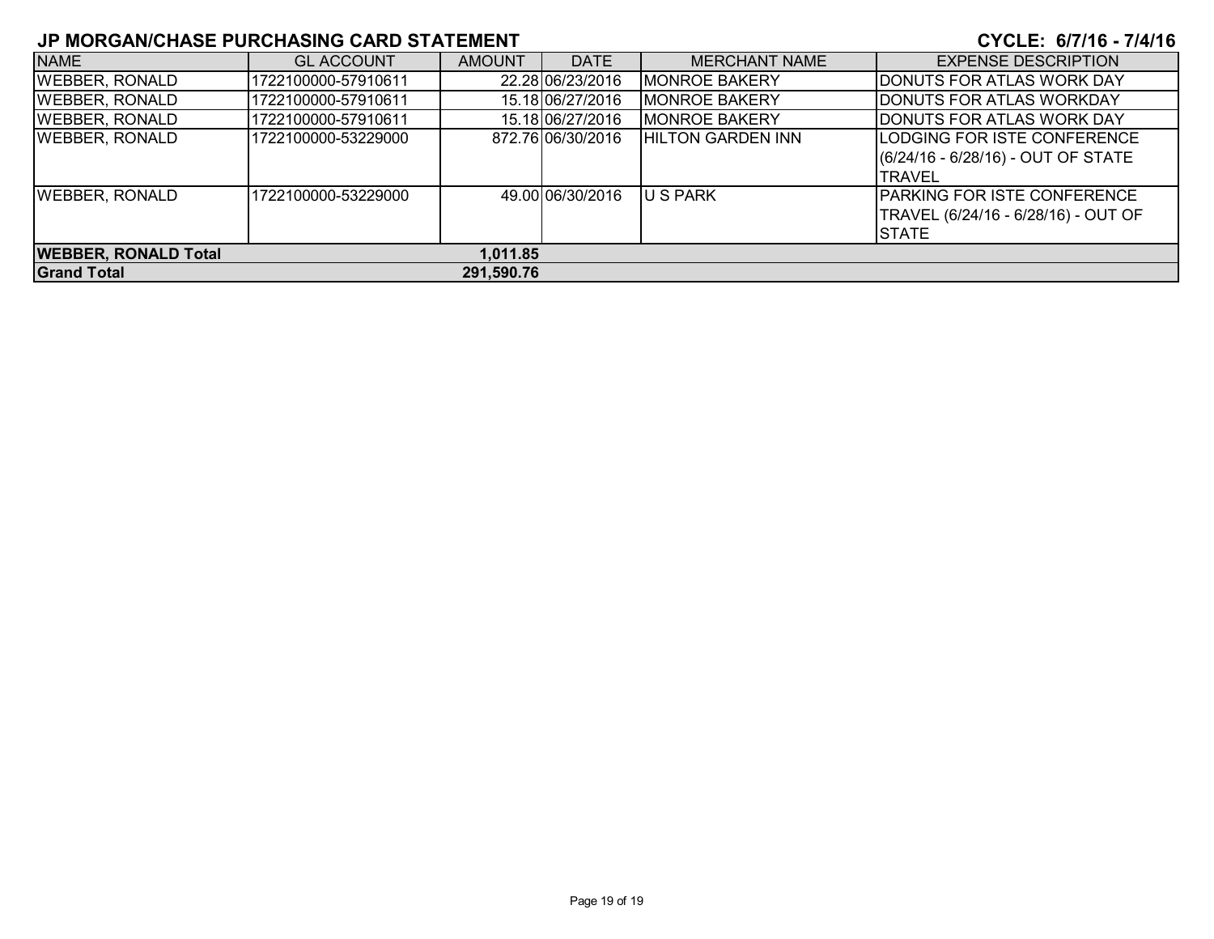## JP MORGAN/CHASE PURCHASING CARD STATEMENT

**CYCLE: 6/7/16 - 7/4/16**

| NAME | GL ACCOUNT | AMOUNT | DATE | MERCHANT NAME | EXPENSE DESCRIPTION |
|---|---|---|---|---|---|
| WEBBER, RONALD | 1722100000-57910611 | 22.28 | 06/23/2016 | MONROE BAKERY | DONUTS FOR ATLAS WORK DAY |
| WEBBER, RONALD | 1722100000-57910611 | 15.18 | 06/27/2016 | MONROE BAKERY | DONUTS FOR ATLAS WORKDAY |
| WEBBER, RONALD | 1722100000-57910611 | 15.18 | 06/27/2016 | MONROE BAKERY | DONUTS FOR ATLAS WORK DAY |
| WEBBER, RONALD | 1722100000-53229000 | 872.76 | 06/30/2016 | HILTON GARDEN INN | LODGING FOR ISTE CONFERENCE (6/24/16 - 6/28/16) - OUT OF STATE TRAVEL |
| WEBBER, RONALD | 1722100000-53229000 | 49.00 | 06/30/2016 | U S PARK | PARKING FOR ISTE CONFERENCE TRAVEL (6/24/16 - 6/28/16) - OUT OF STATE |
| **WEBBER, RONALD Total** | | **1,011.85** | | | |
| **Grand Total** | | **291,590.76** | | | |